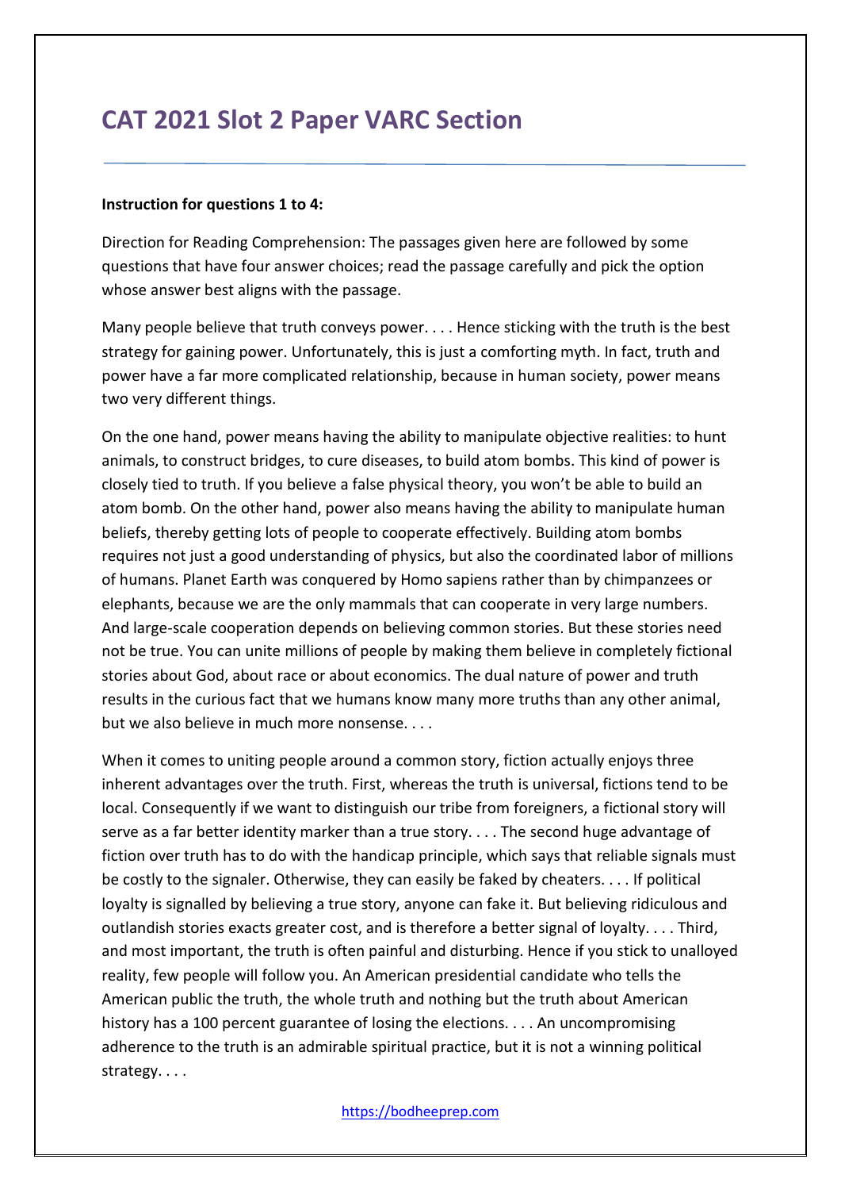# CAT 2021 Slot 2 Paper VARC Section

**Instruction for questions 1 to 4:**

Direction for Reading Comprehension: The passages given here are followed by some questions that have four answer choices; read the passage carefully and pick the option whose answer best aligns with the passage.

Many people believe that truth conveys power. . . . Hence sticking with the truth is the best strategy for gaining power. Unfortunately, this is just a comforting myth. In fact, truth and power have a far more complicated relationship, because in human society, power means two very different things.

On the one hand, power means having the ability to manipulate objective realities: to hunt animals, to construct bridges, to cure diseases, to build atom bombs. This kind of power is closely tied to truth. If you believe a false physical theory, you won't be able to build an atom bomb. On the other hand, power also means having the ability to manipulate human beliefs, thereby getting lots of people to cooperate effectively. Building atom bombs requires not just a good understanding of physics, but also the coordinated labor of millions of humans. Planet Earth was conquered by Homo sapiens rather than by chimpanzees or elephants, because we are the only mammals that can cooperate in very large numbers. And large-scale cooperation depends on believing common stories. But these stories need not be true. You can unite millions of people by making them believe in completely fictional stories about God, about race or about economics. The dual nature of power and truth results in the curious fact that we humans know many more truths than any other animal, but we also believe in much more nonsense. . . .

When it comes to uniting people around a common story, fiction actually enjoys three inherent advantages over the truth. First, whereas the truth is universal, fictions tend to be local. Consequently if we want to distinguish our tribe from foreigners, a fictional story will serve as a far better identity marker than a true story. . . . The second huge advantage of fiction over truth has to do with the handicap principle, which says that reliable signals must be costly to the signaler. Otherwise, they can easily be faked by cheaters. . . . If political loyalty is signalled by believing a true story, anyone can fake it. But believing ridiculous and outlandish stories exacts greater cost, and is therefore a better signal of loyalty. . . . Third, and most important, the truth is often painful and disturbing. Hence if you stick to unalloyed reality, few people will follow you. An American presidential candidate who tells the American public the truth, the whole truth and nothing but the truth about American history has a 100 percent guarantee of losing the elections. . . . An uncompromising adherence to the truth is an admirable spiritual practice, but it is not a winning political strategy. . . .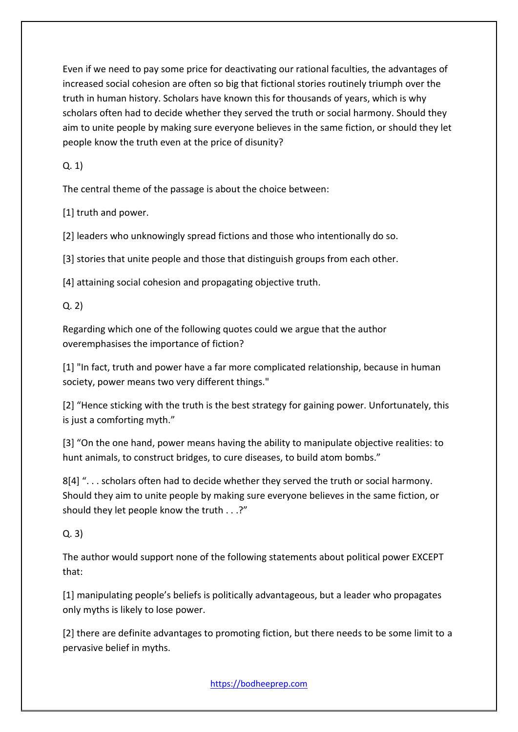Even if we need to pay some price for deactivating our rational faculties, the advantages of increased social cohesion are often so big that fictional stories routinely triumph over the truth in human history. Scholars have known this for thousands of years, which is why scholars often had to decide whether they served the truth or social harmony. Should they aim to unite people by making sure everyone believes in the same fiction, or should they let people know the truth even at the price of disunity?

Q. 1)

The central theme of the passage is about the choice between:

[1] truth and power.

[2] leaders who unknowingly spread fictions and those who intentionally do so.

[3] stories that unite people and those that distinguish groups from each other.

[4] attaining social cohesion and propagating objective truth.

Q. 2)

Regarding which one of the following quotes could we argue that the author overemphasises the importance of fiction?

[1] "In fact, truth and power have a far more complicated relationship, because in human society, power means two very different things."

[2] "Hence sticking with the truth is the best strategy for gaining power. Unfortunately, this is just a comforting myth."

[3] "On the one hand, power means having the ability to manipulate objective realities: to hunt animals, to construct bridges, to cure diseases, to build atom bombs."

8[4] ". . . scholars often had to decide whether they served the truth or social harmony. Should they aim to unite people by making sure everyone believes in the same fiction, or should they let people know the truth . . .?"

Q. 3)

The author would support none of the following statements about political power EXCEPT that:

[1] manipulating people's beliefs is politically advantageous, but a leader who propagates only myths is likely to lose power.

[2] there are definite advantages to promoting fiction, but there needs to be some limit to a pervasive belief in myths.

https://bodheeprep.com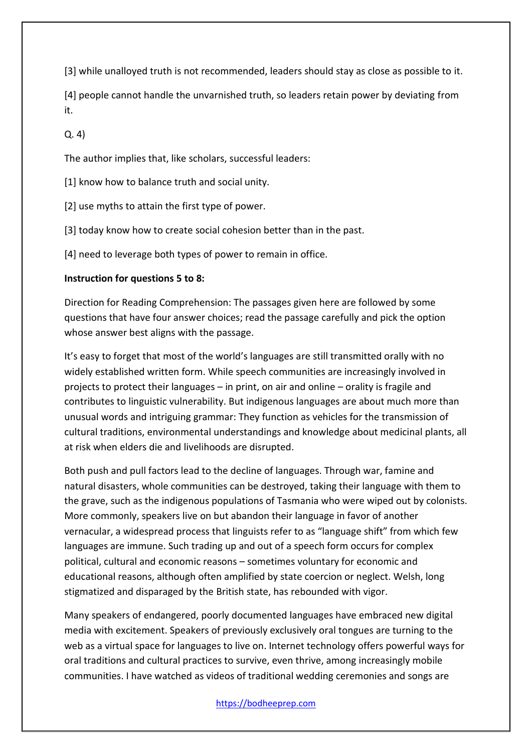[3] while unalloyed truth is not recommended, leaders should stay as close as possible to it.

[4] people cannot handle the unvarnished truth, so leaders retain power by deviating from it.

Q. 4)

The author implies that, like scholars, successful leaders:

[1] know how to balance truth and social unity.

[2] use myths to attain the first type of power.

[3] today know how to create social cohesion better than in the past.

[4] need to leverage both types of power to remain in office.

**Instruction for questions 5 to 8:**

Direction for Reading Comprehension: The passages given here are followed by some questions that have four answer choices; read the passage carefully and pick the option whose answer best aligns with the passage.

It's easy to forget that most of the world's languages are still transmitted orally with no widely established written form. While speech communities are increasingly involved in projects to protect their languages – in print, on air and online – orality is fragile and contributes to linguistic vulnerability. But indigenous languages are about much more than unusual words and intriguing grammar: They function as vehicles for the transmission of cultural traditions, environmental understandings and knowledge about medicinal plants, all at risk when elders die and livelihoods are disrupted.

Both push and pull factors lead to the decline of languages. Through war, famine and natural disasters, whole communities can be destroyed, taking their language with them to the grave, such as the indigenous populations of Tasmania who were wiped out by colonists. More commonly, speakers live on but abandon their language in favor of another vernacular, a widespread process that linguists refer to as "language shift" from which few languages are immune. Such trading up and out of a speech form occurs for complex political, cultural and economic reasons – sometimes voluntary for economic and educational reasons, although often amplified by state coercion or neglect. Welsh, long stigmatized and disparaged by the British state, has rebounded with vigor.

Many speakers of endangered, poorly documented languages have embraced new digital media with excitement. Speakers of previously exclusively oral tongues are turning to the web as a virtual space for languages to live on. Internet technology offers powerful ways for oral traditions and cultural practices to survive, even thrive, among increasingly mobile communities. I have watched as videos of traditional wedding ceremonies and songs are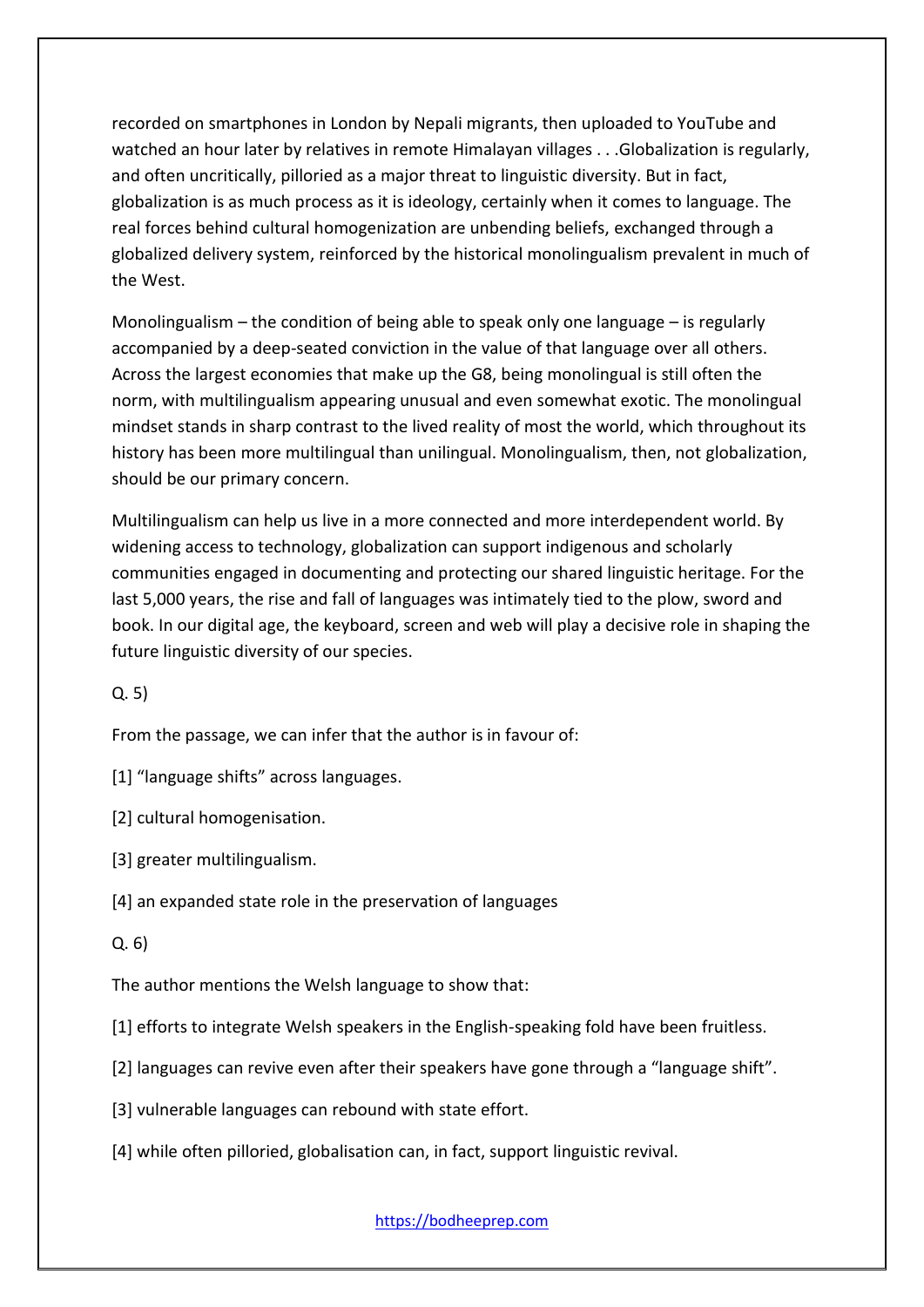recorded on smartphones in London by Nepali migrants, then uploaded to YouTube and watched an hour later by relatives in remote Himalayan villages . . .Globalization is regularly, and often uncritically, pilloried as a major threat to linguistic diversity. But in fact, globalization is as much process as it is ideology, certainly when it comes to language. The real forces behind cultural homogenization are unbending beliefs, exchanged through a globalized delivery system, reinforced by the historical monolingualism prevalent in much of the West.

Monolingualism – the condition of being able to speak only one language – is regularly accompanied by a deep-seated conviction in the value of that language over all others. Across the largest economies that make up the G8, being monolingual is still often the norm, with multilingualism appearing unusual and even somewhat exotic. The monolingual mindset stands in sharp contrast to the lived reality of most the world, which throughout its history has been more multilingual than unilingual. Monolingualism, then, not globalization, should be our primary concern.

Multilingualism can help us live in a more connected and more interdependent world. By widening access to technology, globalization can support indigenous and scholarly communities engaged in documenting and protecting our shared linguistic heritage. For the last 5,000 years, the rise and fall of languages was intimately tied to the plow, sword and book. In our digital age, the keyboard, screen and web will play a decisive role in shaping the future linguistic diversity of our species.

Q. 5)

From the passage, we can infer that the author is in favour of:

[1] "language shifts" across languages.

[2] cultural homogenisation.

[3] greater multilingualism.

[4] an expanded state role in the preservation of languages

Q. 6)

The author mentions the Welsh language to show that:

[1] efforts to integrate Welsh speakers in the English-speaking fold have been fruitless.

[2] languages can revive even after their speakers have gone through a "language shift".

[3] vulnerable languages can rebound with state effort.

[4] while often pilloried, globalisation can, in fact, support linguistic revival.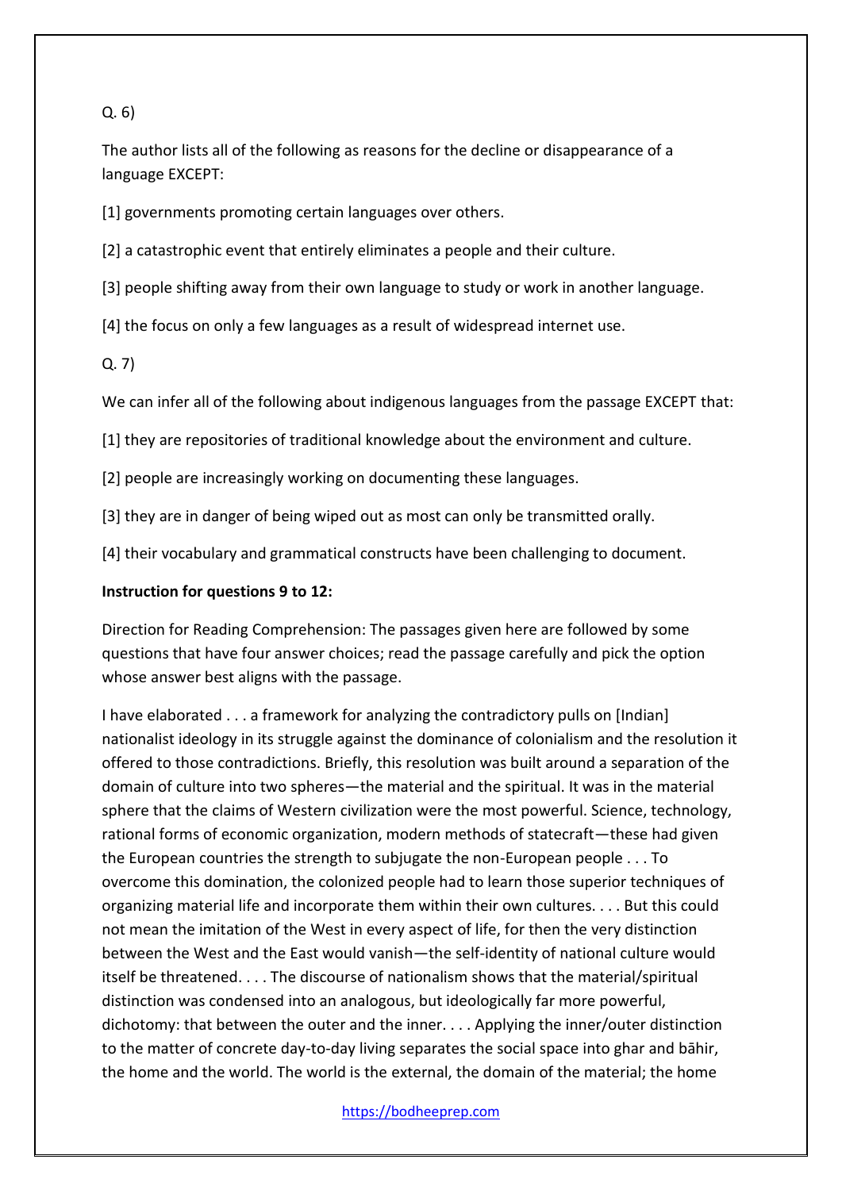Q. 6)

The author lists all of the following as reasons for the decline or disappearance of a language EXCEPT:

[1] governments promoting certain languages over others.

[2] a catastrophic event that entirely eliminates a people and their culture.

[3] people shifting away from their own language to study or work in another language.

[4] the focus on only a few languages as a result of widespread internet use.

Q. 7)

We can infer all of the following about indigenous languages from the passage EXCEPT that:

[1] they are repositories of traditional knowledge about the environment and culture.

[2] people are increasingly working on documenting these languages.

[3] they are in danger of being wiped out as most can only be transmitted orally.

[4] their vocabulary and grammatical constructs have been challenging to document.

**Instruction for questions 9 to 12:**

Direction for Reading Comprehension: The passages given here are followed by some questions that have four answer choices; read the passage carefully and pick the option whose answer best aligns with the passage.

I have elaborated . . . a framework for analyzing the contradictory pulls on [Indian] nationalist ideology in its struggle against the dominance of colonialism and the resolution it offered to those contradictions. Briefly, this resolution was built around a separation of the domain of culture into two spheres—the material and the spiritual. It was in the material sphere that the claims of Western civilization were the most powerful. Science, technology, rational forms of economic organization, modern methods of statecraft—these had given the European countries the strength to subjugate the non-European people . . . To overcome this domination, the colonized people had to learn those superior techniques of organizing material life and incorporate them within their own cultures. . . . But this could not mean the imitation of the West in every aspect of life, for then the very distinction between the West and the East would vanish—the self-identity of national culture would itself be threatened. . . . The discourse of nationalism shows that the material/spiritual distinction was condensed into an analogous, but ideologically far more powerful, dichotomy: that between the outer and the inner. . . . Applying the inner/outer distinction to the matter of concrete day-to-day living separates the social space into ghar and bāhir, the home and the world. The world is the external, the domain of the material; the home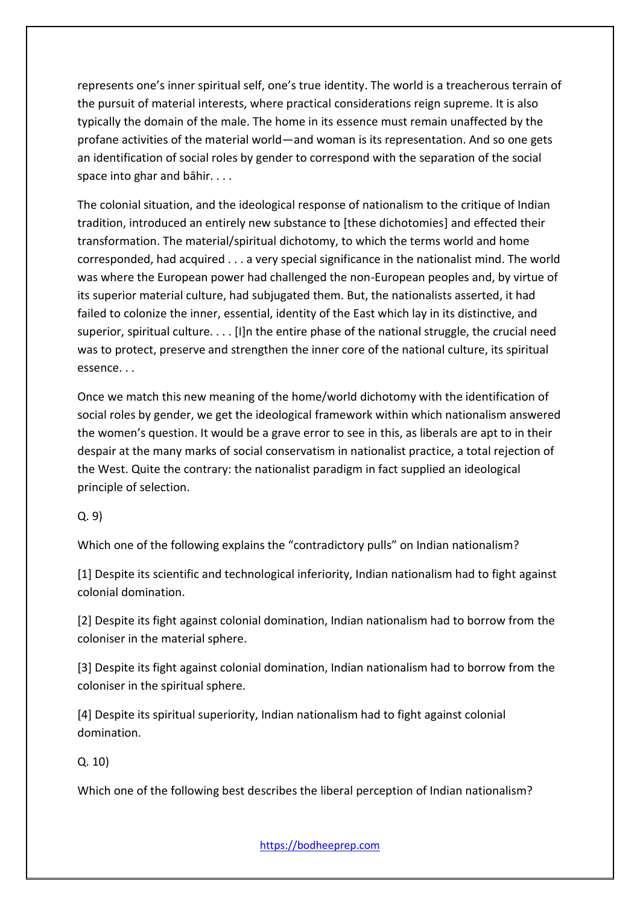represents one's inner spiritual self, one's true identity. The world is a treacherous terrain of the pursuit of material interests, where practical considerations reign supreme. It is also typically the domain of the male. The home in its essence must remain unaffected by the profane activities of the material world—and woman is its representation. And so one gets an identification of social roles by gender to correspond with the separation of the social space into ghar and bāhir. . . .

The colonial situation, and the ideological response of nationalism to the critique of Indian tradition, introduced an entirely new substance to [these dichotomies] and effected their transformation. The material/spiritual dichotomy, to which the terms world and home corresponded, had acquired . . . a very special significance in the nationalist mind. The world was where the European power had challenged the non-European peoples and, by virtue of its superior material culture, had subjugated them. But, the nationalists asserted, it had failed to colonize the inner, essential, identity of the East which lay in its distinctive, and superior, spiritual culture. . . . [I]n the entire phase of the national struggle, the crucial need was to protect, preserve and strengthen the inner core of the national culture, its spiritual essence. . .

Once we match this new meaning of the home/world dichotomy with the identification of social roles by gender, we get the ideological framework within which nationalism answered the women's question. It would be a grave error to see in this, as liberals are apt to in their despair at the many marks of social conservatism in nationalist practice, a total rejection of the West. Quite the contrary: the nationalist paradigm in fact supplied an ideological principle of selection.

Q. 9)

Which one of the following explains the "contradictory pulls" on Indian nationalism?

[1] Despite its scientific and technological inferiority, Indian nationalism had to fight against colonial domination.

[2] Despite its fight against colonial domination, Indian nationalism had to borrow from the coloniser in the material sphere.

[3] Despite its fight against colonial domination, Indian nationalism had to borrow from the coloniser in the spiritual sphere.

[4] Despite its spiritual superiority, Indian nationalism had to fight against colonial domination.

Q. 10)

Which one of the following best describes the liberal perception of Indian nationalism?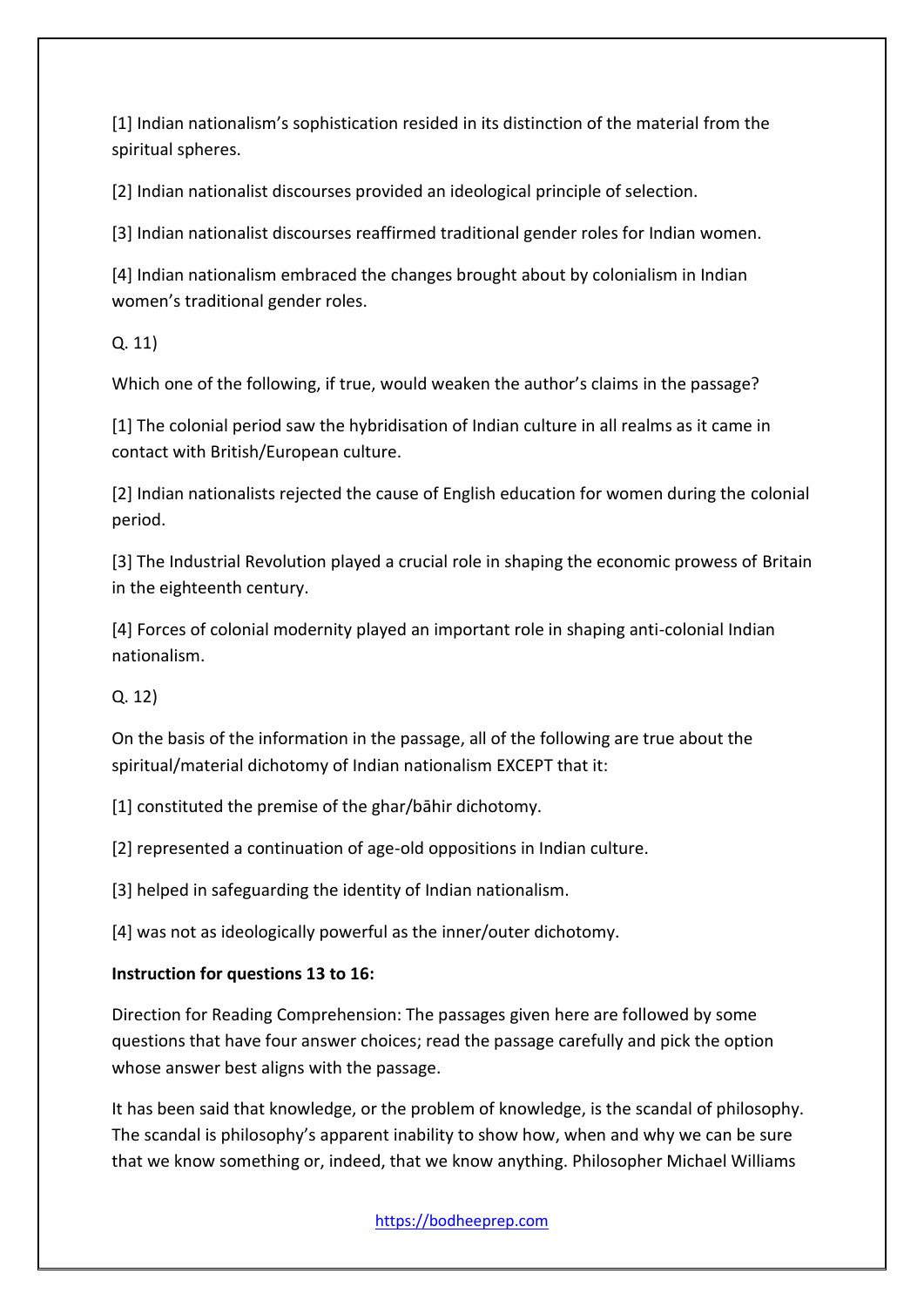[1] Indian nationalism's sophistication resided in its distinction of the material from the spiritual spheres.

[2] Indian nationalist discourses provided an ideological principle of selection.

[3] Indian nationalist discourses reaffirmed traditional gender roles for Indian women.

[4] Indian nationalism embraced the changes brought about by colonialism in Indian women's traditional gender roles.

Q. 11)

Which one of the following, if true, would weaken the author's claims in the passage?

[1] The colonial period saw the hybridisation of Indian culture in all realms as it came in contact with British/European culture.

[2] Indian nationalists rejected the cause of English education for women during the colonial period.

[3] The Industrial Revolution played a crucial role in shaping the economic prowess of Britain in the eighteenth century.

[4] Forces of colonial modernity played an important role in shaping anti-colonial Indian nationalism.

Q. 12)

On the basis of the information in the passage, all of the following are true about the spiritual/material dichotomy of Indian nationalism EXCEPT that it:

[1] constituted the premise of the ghar/bāhir dichotomy.

[2] represented a continuation of age-old oppositions in Indian culture.

[3] helped in safeguarding the identity of Indian nationalism.

[4] was not as ideologically powerful as the inner/outer dichotomy.

**Instruction for questions 13 to 16:**

Direction for Reading Comprehension: The passages given here are followed by some questions that have four answer choices; read the passage carefully and pick the option whose answer best aligns with the passage.

It has been said that knowledge, or the problem of knowledge, is the scandal of philosophy. The scandal is philosophy's apparent inability to show how, when and why we can be sure that we know something or, indeed, that we know anything. Philosopher Michael Williams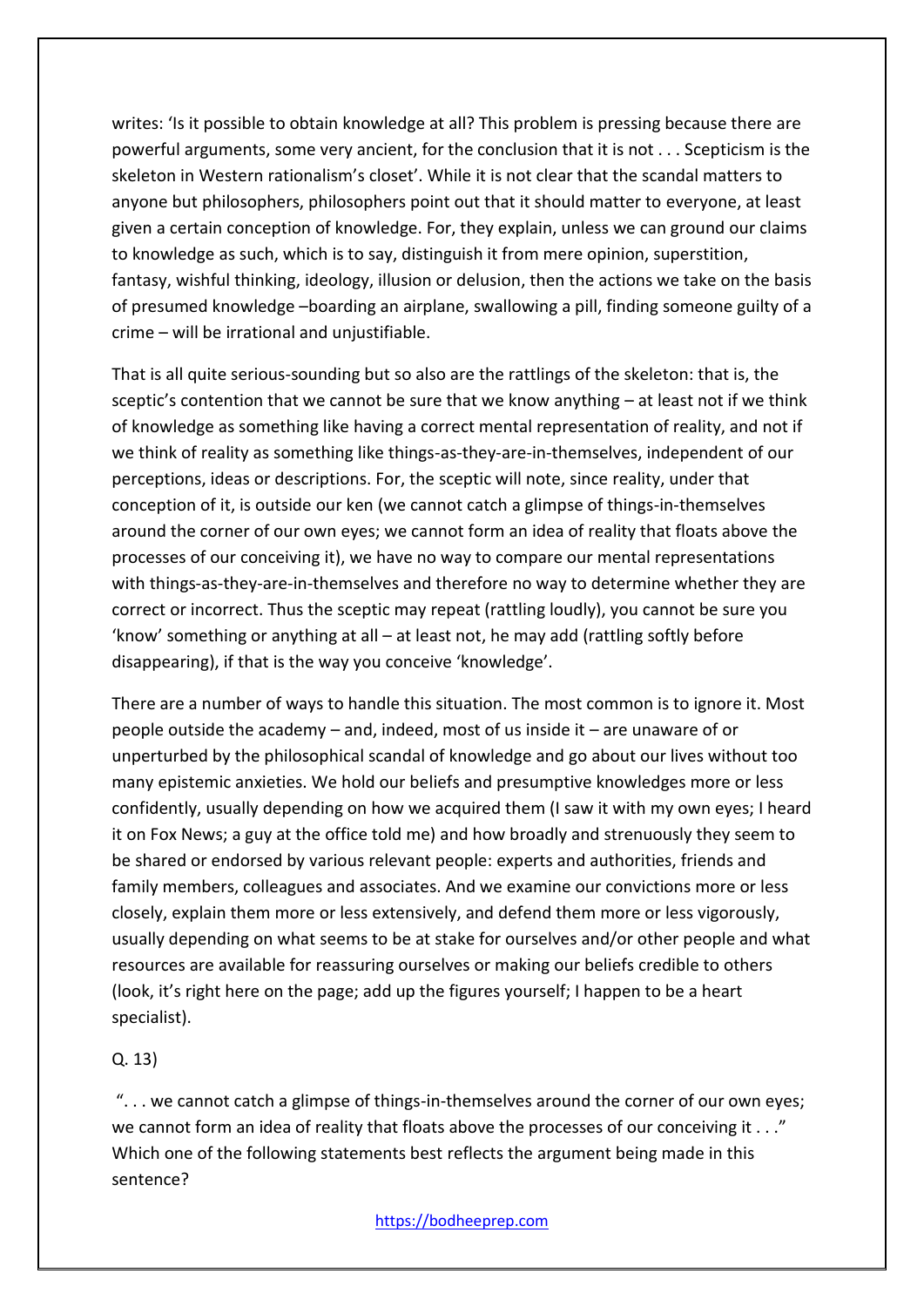writes: 'Is it possible to obtain knowledge at all? This problem is pressing because there are powerful arguments, some very ancient, for the conclusion that it is not . . . Scepticism is the skeleton in Western rationalism's closet'. While it is not clear that the scandal matters to anyone but philosophers, philosophers point out that it should matter to everyone, at least given a certain conception of knowledge. For, they explain, unless we can ground our claims to knowledge as such, which is to say, distinguish it from mere opinion, superstition, fantasy, wishful thinking, ideology, illusion or delusion, then the actions we take on the basis of presumed knowledge –boarding an airplane, swallowing a pill, finding someone guilty of a crime – will be irrational and unjustifiable.

That is all quite serious-sounding but so also are the rattlings of the skeleton: that is, the sceptic's contention that we cannot be sure that we know anything – at least not if we think of knowledge as something like having a correct mental representation of reality, and not if we think of reality as something like things-as-they-are-in-themselves, independent of our perceptions, ideas or descriptions. For, the sceptic will note, since reality, under that conception of it, is outside our ken (we cannot catch a glimpse of things-in-themselves around the corner of our own eyes; we cannot form an idea of reality that floats above the processes of our conceiving it), we have no way to compare our mental representations with things-as-they-are-in-themselves and therefore no way to determine whether they are correct or incorrect. Thus the sceptic may repeat (rattling loudly), you cannot be sure you 'know' something or anything at all – at least not, he may add (rattling softly before disappearing), if that is the way you conceive 'knowledge'.

There are a number of ways to handle this situation. The most common is to ignore it. Most people outside the academy – and, indeed, most of us inside it – are unaware of or unperturbed by the philosophical scandal of knowledge and go about our lives without too many epistemic anxieties. We hold our beliefs and presumptive knowledges more or less confidently, usually depending on how we acquired them (I saw it with my own eyes; I heard it on Fox News; a guy at the office told me) and how broadly and strenuously they seem to be shared or endorsed by various relevant people: experts and authorities, friends and family members, colleagues and associates. And we examine our convictions more or less closely, explain them more or less extensively, and defend them more or less vigorously, usually depending on what seems to be at stake for ourselves and/or other people and what resources are available for reassuring ourselves or making our beliefs credible to others (look, it's right here on the page; add up the figures yourself; I happen to be a heart specialist).

Q. 13)

". . . we cannot catch a glimpse of things-in-themselves around the corner of our own eyes; we cannot form an idea of reality that floats above the processes of our conceiving it . . ." Which one of the following statements best reflects the argument being made in this sentence?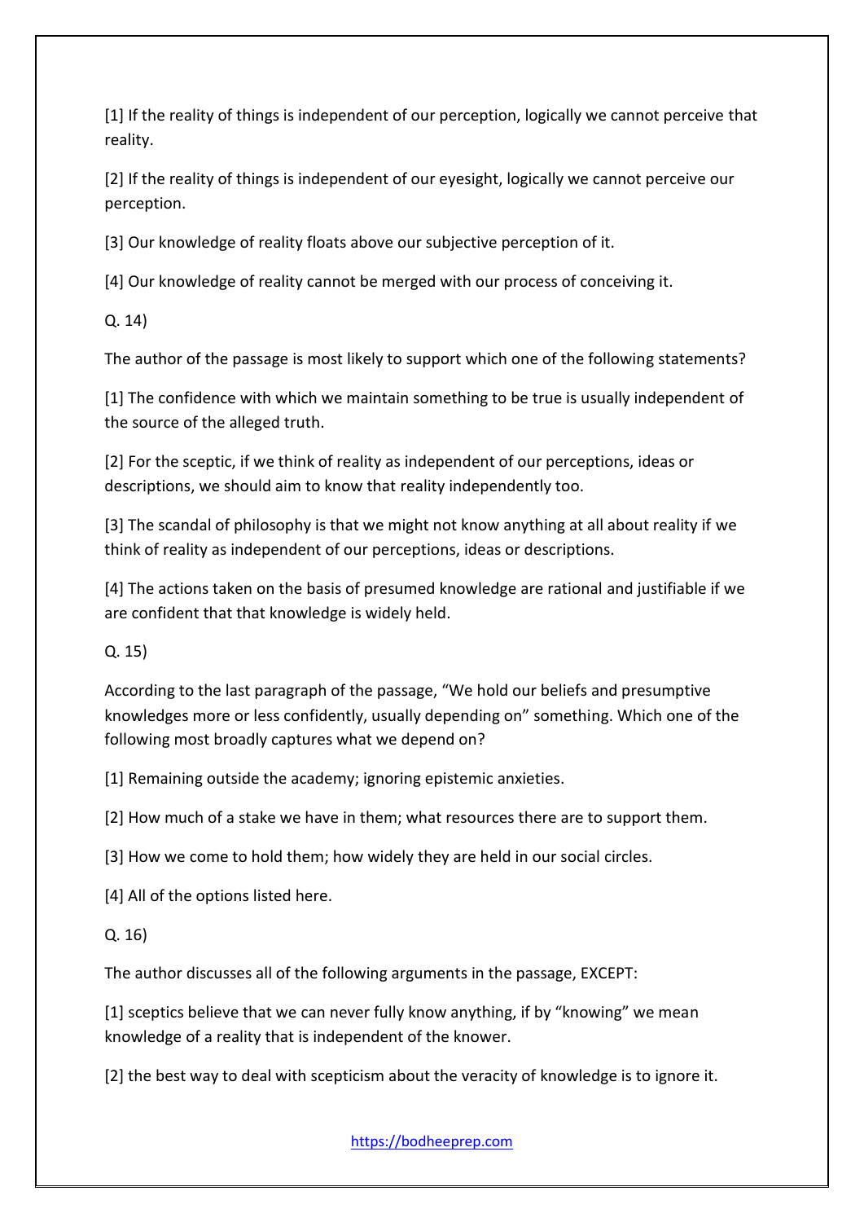[1] If the reality of things is independent of our perception, logically we cannot perceive that reality.

[2] If the reality of things is independent of our eyesight, logically we cannot perceive our perception.

[3] Our knowledge of reality floats above our subjective perception of it.

[4] Our knowledge of reality cannot be merged with our process of conceiving it.

Q. 14)

The author of the passage is most likely to support which one of the following statements?

[1] The confidence with which we maintain something to be true is usually independent of the source of the alleged truth.

[2] For the sceptic, if we think of reality as independent of our perceptions, ideas or descriptions, we should aim to know that reality independently too.

[3] The scandal of philosophy is that we might not know anything at all about reality if we think of reality as independent of our perceptions, ideas or descriptions.

[4] The actions taken on the basis of presumed knowledge are rational and justifiable if we are confident that that knowledge is widely held.

Q. 15)

According to the last paragraph of the passage, "We hold our beliefs and presumptive knowledges more or less confidently, usually depending on" something. Which one of the following most broadly captures what we depend on?

[1] Remaining outside the academy; ignoring epistemic anxieties.

[2] How much of a stake we have in them; what resources there are to support them.

[3] How we come to hold them; how widely they are held in our social circles.

[4] All of the options listed here.

Q. 16)

The author discusses all of the following arguments in the passage, EXCEPT:

[1] sceptics believe that we can never fully know anything, if by "knowing" we mean knowledge of a reality that is independent of the knower.

[2] the best way to deal with scepticism about the veracity of knowledge is to ignore it.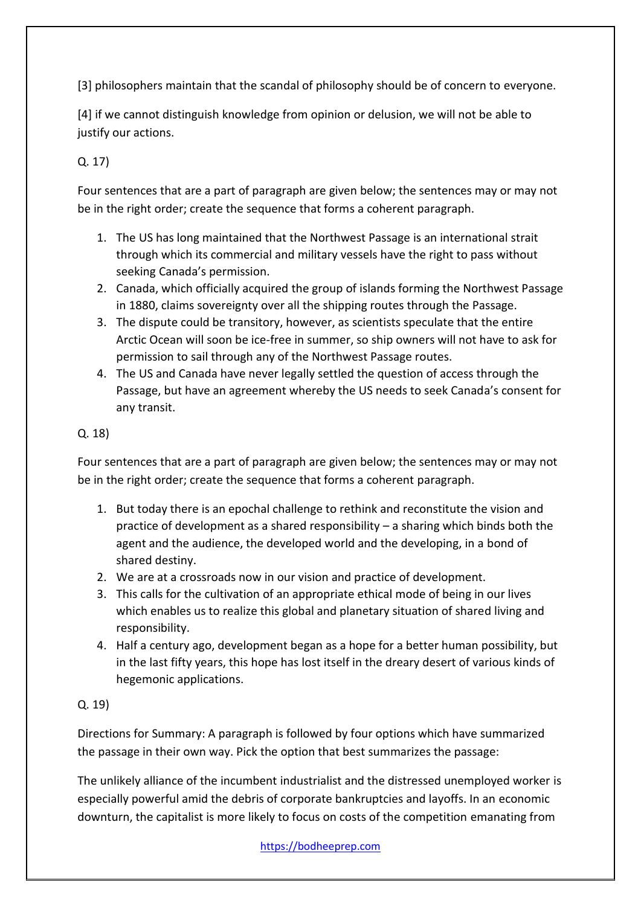[3] philosophers maintain that the scandal of philosophy should be of concern to everyone.

[4] if we cannot distinguish knowledge from opinion or delusion, we will not be able to justify our actions.

Q. 17)

Four sentences that are a part of paragraph are given below; the sentences may or may not be in the right order; create the sequence that forms a coherent paragraph.

1. The US has long maintained that the Northwest Passage is an international strait through which its commercial and military vessels have the right to pass without seeking Canada's permission.
2. Canada, which officially acquired the group of islands forming the Northwest Passage in 1880, claims sovereignty over all the shipping routes through the Passage.
3. The dispute could be transitory, however, as scientists speculate that the entire Arctic Ocean will soon be ice-free in summer, so ship owners will not have to ask for permission to sail through any of the Northwest Passage routes.
4. The US and Canada have never legally settled the question of access through the Passage, but have an agreement whereby the US needs to seek Canada's consent for any transit.

Q. 18)

Four sentences that are a part of paragraph are given below; the sentences may or may not be in the right order; create the sequence that forms a coherent paragraph.

1. But today there is an epochal challenge to rethink and reconstitute the vision and practice of development as a shared responsibility – a sharing which binds both the agent and the audience, the developed world and the developing, in a bond of shared destiny.
2. We are at a crossroads now in our vision and practice of development.
3. This calls for the cultivation of an appropriate ethical mode of being in our lives which enables us to realize this global and planetary situation of shared living and responsibility.
4. Half a century ago, development began as a hope for a better human possibility, but in the last fifty years, this hope has lost itself in the dreary desert of various kinds of hegemonic applications.

Q. 19)

Directions for Summary: A paragraph is followed by four options which have summarized the passage in their own way. Pick the option that best summarizes the passage:

The unlikely alliance of the incumbent industrialist and the distressed unemployed worker is especially powerful amid the debris of corporate bankruptcies and layoffs. In an economic downturn, the capitalist is more likely to focus on costs of the competition emanating from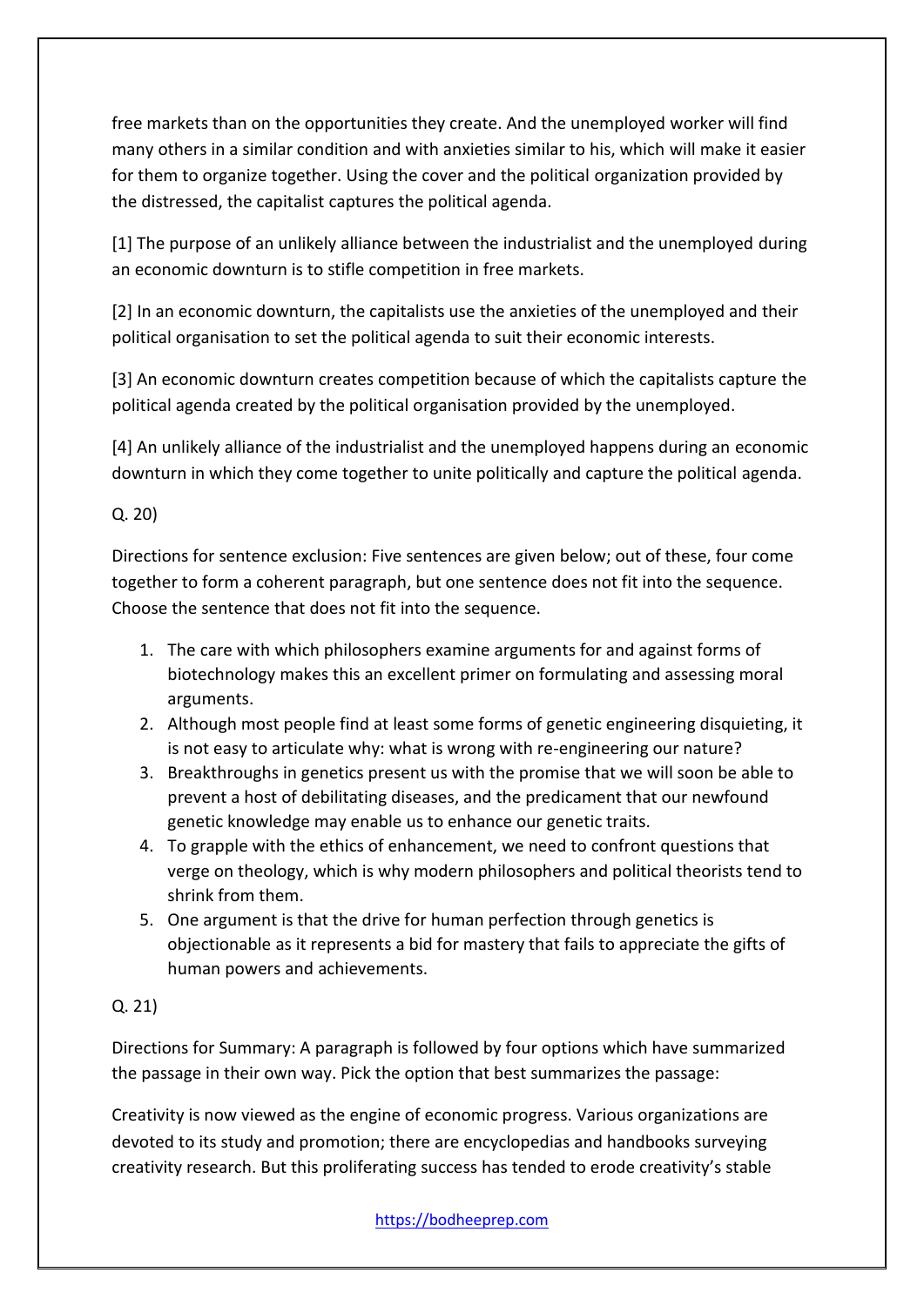free markets than on the opportunities they create. And the unemployed worker will find many others in a similar condition and with anxieties similar to his, which will make it easier for them to organize together. Using the cover and the political organization provided by the distressed, the capitalist captures the political agenda.

[1] The purpose of an unlikely alliance between the industrialist and the unemployed during an economic downturn is to stifle competition in free markets.

[2] In an economic downturn, the capitalists use the anxieties of the unemployed and their political organisation to set the political agenda to suit their economic interests.

[3] An economic downturn creates competition because of which the capitalists capture the political agenda created by the political organisation provided by the unemployed.

[4] An unlikely alliance of the industrialist and the unemployed happens during an economic downturn in which they come together to unite politically and capture the political agenda.

Q. 20)

Directions for sentence exclusion: Five sentences are given below; out of these, four come together to form a coherent paragraph, but one sentence does not fit into the sequence. Choose the sentence that does not fit into the sequence.

1. The care with which philosophers examine arguments for and against forms of biotechnology makes this an excellent primer on formulating and assessing moral arguments.
2. Although most people find at least some forms of genetic engineering disquieting, it is not easy to articulate why: what is wrong with re-engineering our nature?
3. Breakthroughs in genetics present us with the promise that we will soon be able to prevent a host of debilitating diseases, and the predicament that our newfound genetic knowledge may enable us to enhance our genetic traits.
4. To grapple with the ethics of enhancement, we need to confront questions that verge on theology, which is why modern philosophers and political theorists tend to shrink from them.
5. One argument is that the drive for human perfection through genetics is objectionable as it represents a bid for mastery that fails to appreciate the gifts of human powers and achievements.

Q. 21)

Directions for Summary: A paragraph is followed by four options which have summarized the passage in their own way. Pick the option that best summarizes the passage:

Creativity is now viewed as the engine of economic progress. Various organizations are devoted to its study and promotion; there are encyclopedias and handbooks surveying creativity research. But this proliferating success has tended to erode creativity's stable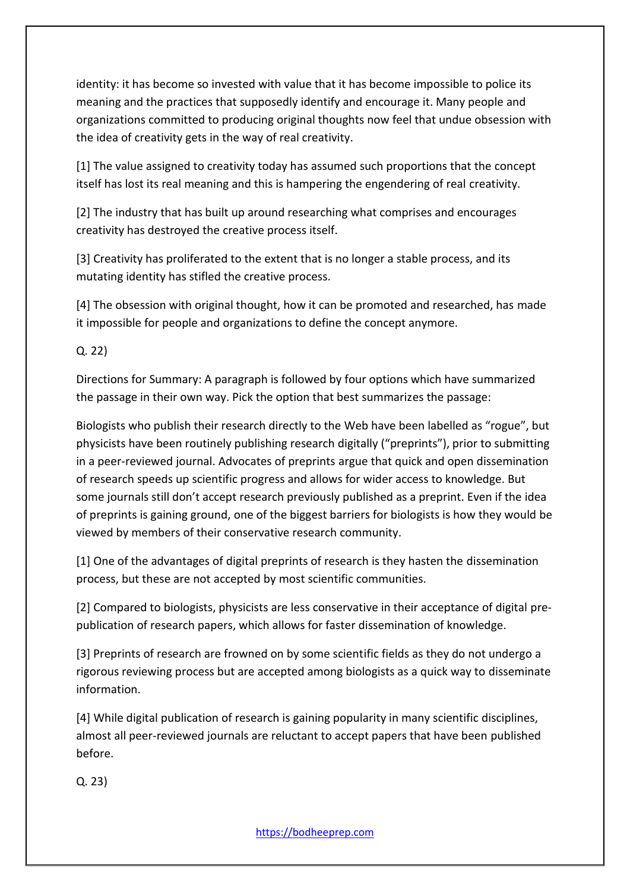identity: it has become so invested with value that it has become impossible to police its meaning and the practices that supposedly identify and encourage it. Many people and organizations committed to producing original thoughts now feel that undue obsession with the idea of creativity gets in the way of real creativity.

[1] The value assigned to creativity today has assumed such proportions that the concept itself has lost its real meaning and this is hampering the engendering of real creativity.

[2] The industry that has built up around researching what comprises and encourages creativity has destroyed the creative process itself.

[3] Creativity has proliferated to the extent that is no longer a stable process, and its mutating identity has stifled the creative process.

[4] The obsession with original thought, how it can be promoted and researched, has made it impossible for people and organizations to define the concept anymore.

Q. 22)

Directions for Summary: A paragraph is followed by four options which have summarized the passage in their own way. Pick the option that best summarizes the passage:

Biologists who publish their research directly to the Web have been labelled as "rogue", but physicists have been routinely publishing research digitally ("preprints"), prior to submitting in a peer-reviewed journal. Advocates of preprints argue that quick and open dissemination of research speeds up scientific progress and allows for wider access to knowledge. But some journals still don't accept research previously published as a preprint. Even if the idea of preprints is gaining ground, one of the biggest barriers for biologists is how they would be viewed by members of their conservative research community.

[1] One of the advantages of digital preprints of research is they hasten the dissemination process, but these are not accepted by most scientific communities.

[2] Compared to biologists, physicists are less conservative in their acceptance of digital pre-publication of research papers, which allows for faster dissemination of knowledge.

[3] Preprints of research are frowned on by some scientific fields as they do not undergo a rigorous reviewing process but are accepted among biologists as a quick way to disseminate information.

[4] While digital publication of research is gaining popularity in many scientific disciplines, almost all peer-reviewed journals are reluctant to accept papers that have been published before.

Q. 23)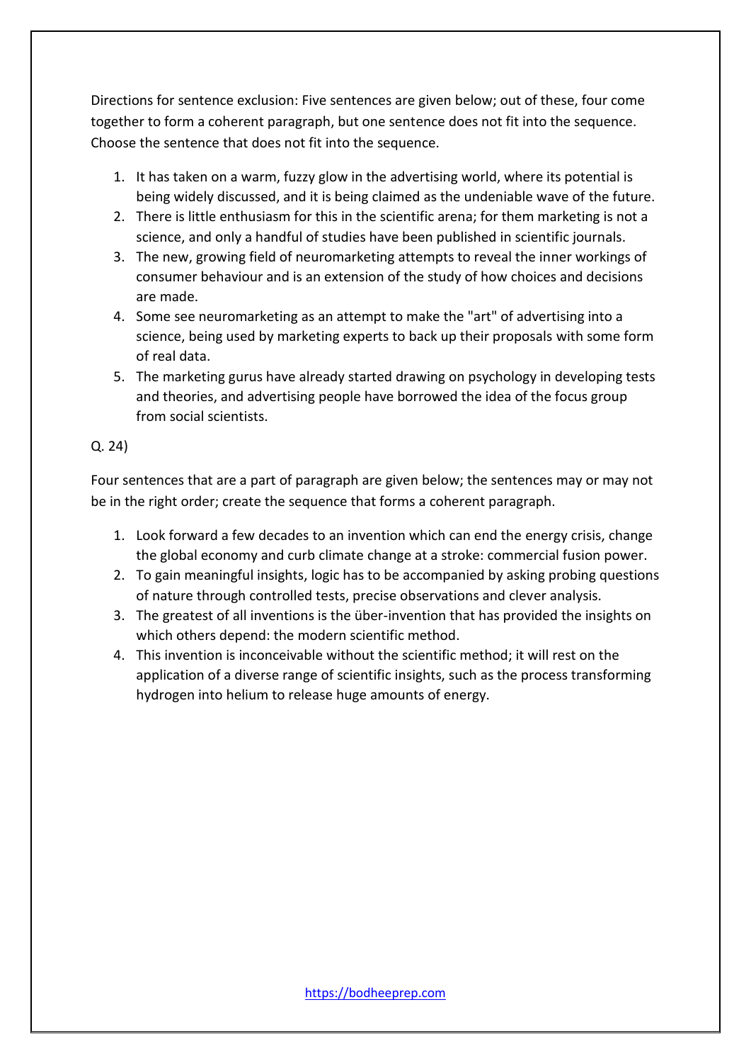Directions for sentence exclusion: Five sentences are given below; out of these, four come together to form a coherent paragraph, but one sentence does not fit into the sequence. Choose the sentence that does not fit into the sequence.

1. It has taken on a warm, fuzzy glow in the advertising world, where its potential is being widely discussed, and it is being claimed as the undeniable wave of the future.
2. There is little enthusiasm for this in the scientific arena; for them marketing is not a science, and only a handful of studies have been published in scientific journals.
3. The new, growing field of neuromarketing attempts to reveal the inner workings of consumer behaviour and is an extension of the study of how choices and decisions are made.
4. Some see neuromarketing as an attempt to make the "art" of advertising into a science, being used by marketing experts to back up their proposals with some form of real data.
5. The marketing gurus have already started drawing on psychology in developing tests and theories, and advertising people have borrowed the idea of the focus group from social scientists.

Q. 24)

Four sentences that are a part of paragraph are given below; the sentences may or may not be in the right order; create the sequence that forms a coherent paragraph.

1. Look forward a few decades to an invention which can end the energy crisis, change the global economy and curb climate change at a stroke: commercial fusion power.
2. To gain meaningful insights, logic has to be accompanied by asking probing questions of nature through controlled tests, precise observations and clever analysis.
3. The greatest of all inventions is the über-invention that has provided the insights on which others depend: the modern scientific method.
4. This invention is inconceivable without the scientific method; it will rest on the application of a diverse range of scientific insights, such as the process transforming hydrogen into helium to release huge amounts of energy.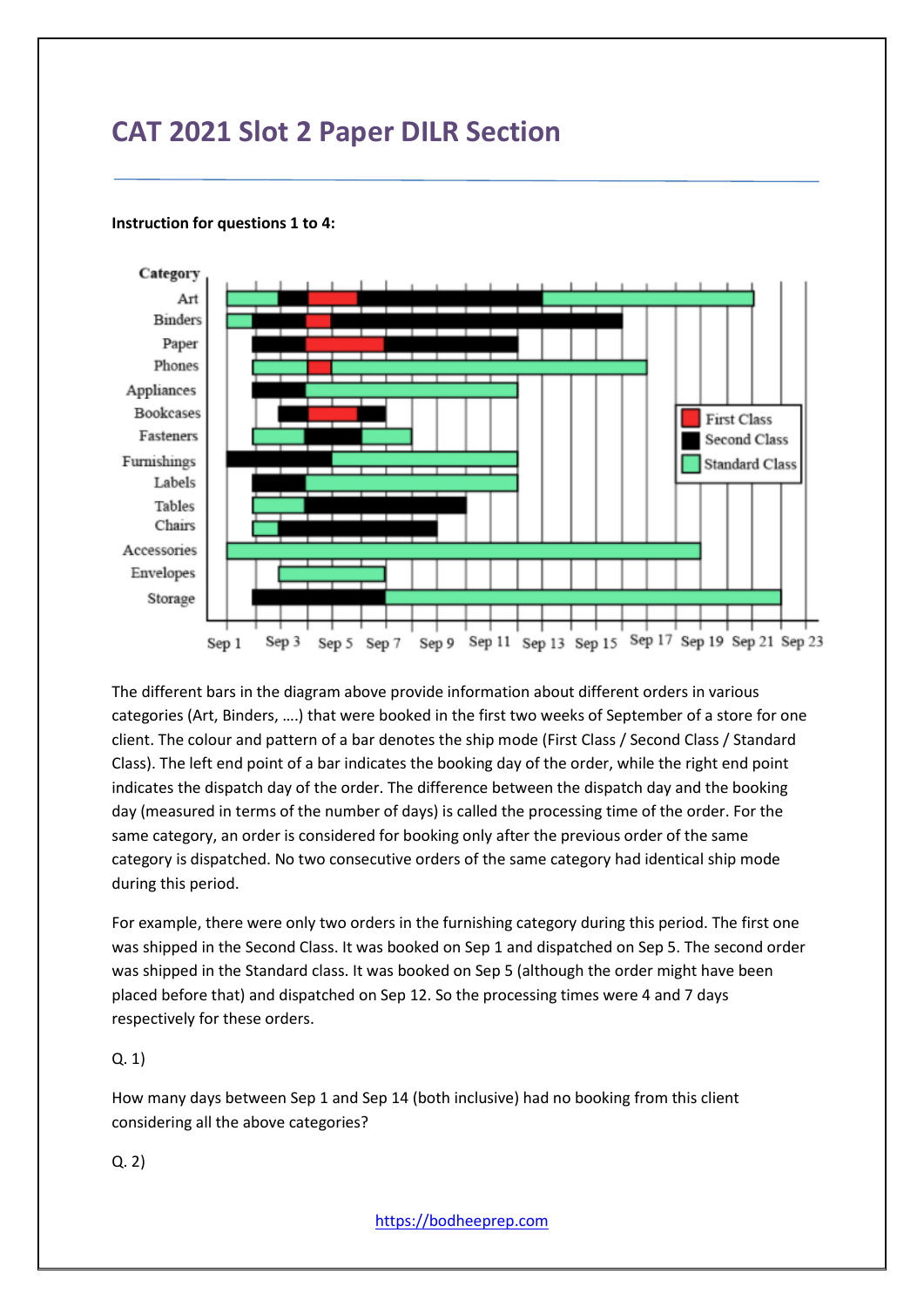# CAT 2021 Slot 2 Paper DILR Section

**Instruction for questions 1 to 4:**

Category
Art
Binders
Paper
Phones
Appliances
Bookcases
Fasteners
Furnishings
Labels
Tables
Chairs
Accessories
Envelopes
Storage

First Class
Second Class
Standard Class

Sep 1 Sep 3 Sep 5 Sep 7 Sep 9 Sep 11 Sep 13 Sep 15 Sep 17 Sep 19 Sep 21 Sep 23

The different bars in the diagram above provide information about different orders in various categories (Art, Binders, ….) that were booked in the first two weeks of September of a store for one client. The colour and pattern of a bar denotes the ship mode (First Class / Second Class / Standard Class). The left end point of a bar indicates the booking day of the order, while the right end point indicates the dispatch day of the order. The difference between the dispatch day and the booking day (measured in terms of the number of days) is called the processing time of the order. For the same category, an order is considered for booking only after the previous order of the same category is dispatched. No two consecutive orders of the same category had identical ship mode during this period.

For example, there were only two orders in the furnishing category during this period. The first one was shipped in the Second Class. It was booked on Sep 1 and dispatched on Sep 5. The second order was shipped in the Standard class. It was booked on Sep 5 (although the order might have been placed before that) and dispatched on Sep 12. So the processing times were 4 and 7 days respectively for these orders.

Q. 1)

How many days between Sep 1 and Sep 14 (both inclusive) had no booking from this client considering all the above categories?

Q. 2)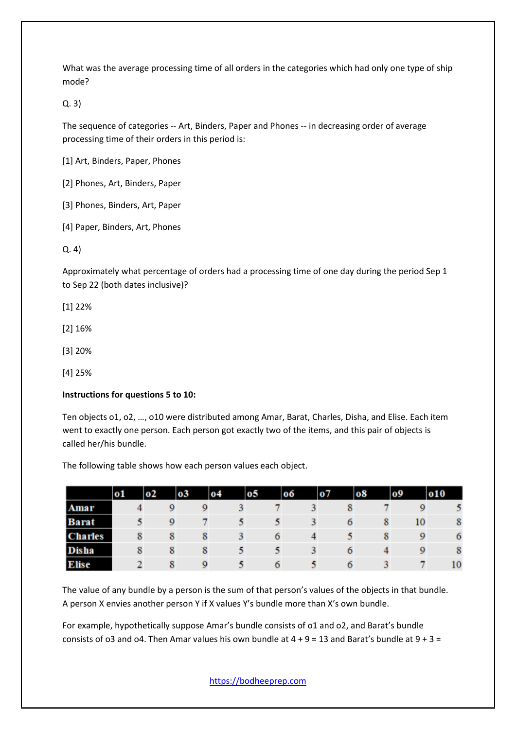What was the average processing time of all orders in the categories which had only one type of ship mode?

Q. 3)

The sequence of categories -- Art, Binders, Paper and Phones -- in decreasing order of average processing time of their orders in this period is:

[1] Art, Binders, Paper, Phones

[2] Phones, Art, Binders, Paper

[3] Phones, Binders, Art, Paper

[4] Paper, Binders, Art, Phones

Q. 4)

Approximately what percentage of orders had a processing time of one day during the period Sep 1 to Sep 22 (both dates inclusive)?

[1] 22%

[2] 16%

[3] 20%

[4] 25%

**Instructions for questions 5 to 10:**

Ten objects o1, o2, …, o10 were distributed among Amar, Barat, Charles, Disha, and Elise. Each item went to exactly one person. Each person got exactly two of the items, and this pair of objects is called her/his bundle.

The following table shows how each person values each object.

| | o1 | o2 | o3 | o4 | o5 | o6 | o7 | o8 | o9 | o10 |
|---|---|---|---|---|---|---|---|---|---|---|
| **Amar** | 4 | 9 | 9 | 3 | 7 | 3 | 8 | 7 | 9 | 5 |
| **Barat** | 5 | 9 | 7 | 5 | 5 | 3 | 6 | 8 | 10 | 8 |
| **Charles** | 8 | 8 | 8 | 3 | 6 | 4 | 5 | 8 | 9 | 6 |
| **Disha** | 8 | 8 | 8 | 5 | 5 | 3 | 6 | 4 | 9 | 8 |
| **Elise** | 2 | 8 | 9 | 5 | 6 | 5 | 6 | 3 | 7 | 10 |

The value of any bundle by a person is the sum of that person's values of the objects in that bundle. A person X envies another person Y if X values Y's bundle more than X's own bundle.

For example, hypothetically suppose Amar's bundle consists of o1 and o2, and Barat's bundle consists of o3 and o4. Then Amar values his own bundle at 4 + 9 = 13 and Barat's bundle at 9 + 3 =

https://bodheeprep.com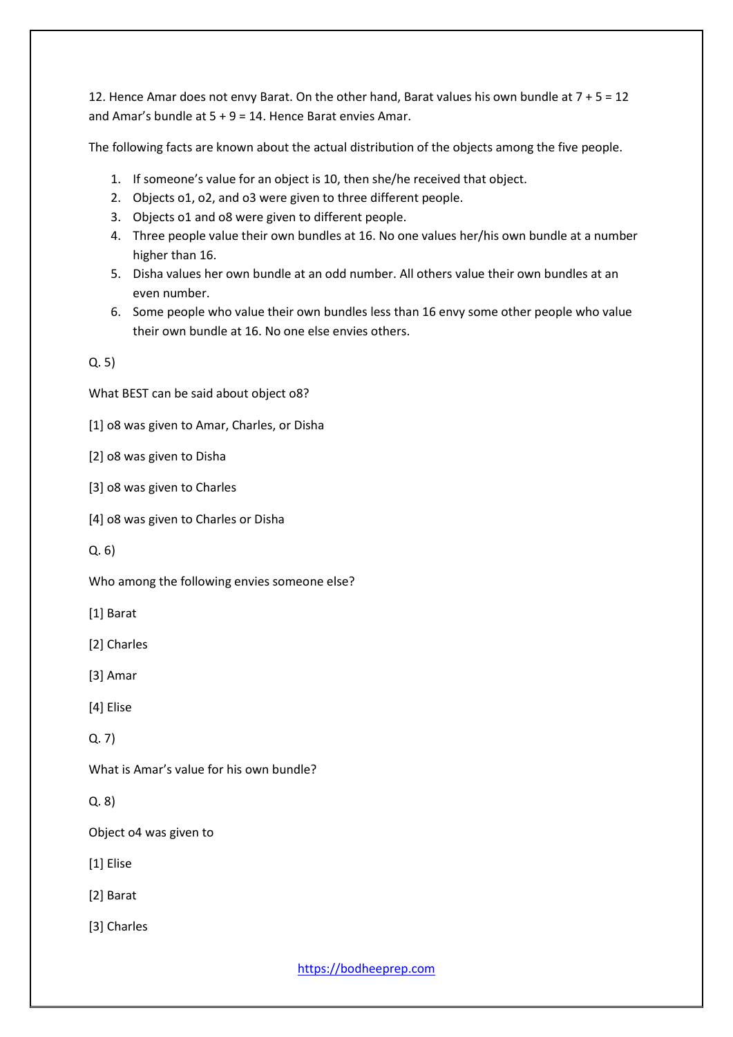12. Hence Amar does not envy Barat. On the other hand, Barat values his own bundle at 7 + 5 = 12 and Amar's bundle at 5 + 9 = 14. Hence Barat envies Amar.

The following facts are known about the actual distribution of the objects among the five people.

1. If someone's value for an object is 10, then she/he received that object.
2. Objects o1, o2, and o3 were given to three different people.
3. Objects o1 and o8 were given to different people.
4. Three people value their own bundles at 16. No one values her/his own bundle at a number higher than 16.
5. Disha values her own bundle at an odd number. All others value their own bundles at an even number.
6. Some people who value their own bundles less than 16 envy some other people who value their own bundle at 16. No one else envies others.

Q. 5)

What BEST can be said about object o8?

[1] o8 was given to Amar, Charles, or Disha

[2] o8 was given to Disha

[3] o8 was given to Charles

[4] o8 was given to Charles or Disha

Q. 6)

Who among the following envies someone else?

[1] Barat

[2] Charles

[3] Amar

[4] Elise

Q. 7)

What is Amar's value for his own bundle?

Q. 8)

Object o4 was given to

[1] Elise

[2] Barat

[3] Charles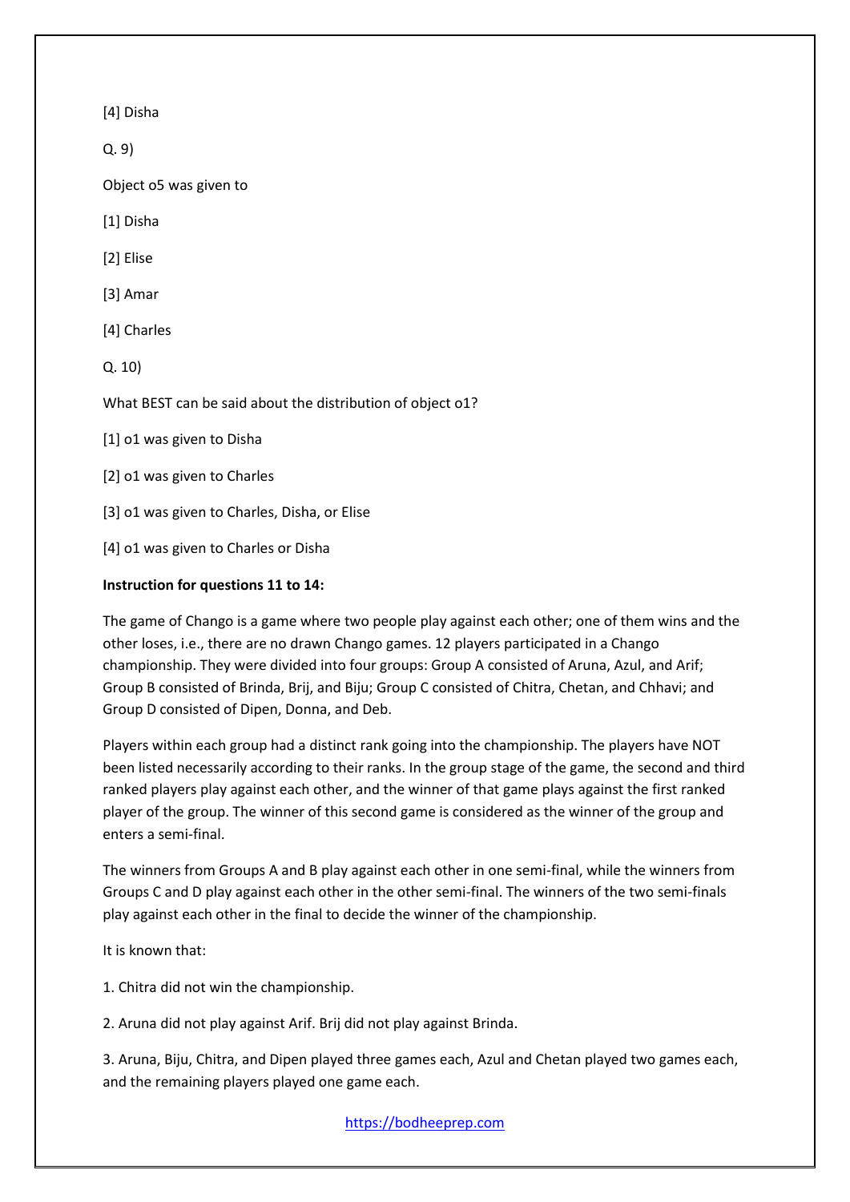[4] Disha

Q. 9)

Object o5 was given to

[1] Disha

[2] Elise

[3] Amar

[4] Charles

Q. 10)

What BEST can be said about the distribution of object o1?

[1] o1 was given to Disha

[2] o1 was given to Charles

[3] o1 was given to Charles, Disha, or Elise

[4] o1 was given to Charles or Disha

**Instruction for questions 11 to 14:**

The game of Chango is a game where two people play against each other; one of them wins and the other loses, i.e., there are no drawn Chango games. 12 players participated in a Chango championship. They were divided into four groups: Group A consisted of Aruna, Azul, and Arif; Group B consisted of Brinda, Brij, and Biju; Group C consisted of Chitra, Chetan, and Chhavi; and Group D consisted of Dipen, Donna, and Deb.

Players within each group had a distinct rank going into the championship. The players have NOT been listed necessarily according to their ranks. In the group stage of the game, the second and third ranked players play against each other, and the winner of that game plays against the first ranked player of the group. The winner of this second game is considered as the winner of the group and enters a semi-final.

The winners from Groups A and B play against each other in one semi-final, while the winners from Groups C and D play against each other in the other semi-final. The winners of the two semi-finals play against each other in the final to decide the winner of the championship.

It is known that:

1. Chitra did not win the championship.

2. Aruna did not play against Arif. Brij did not play against Brinda.

3. Aruna, Biju, Chitra, and Dipen played three games each, Azul and Chetan played two games each, and the remaining players played one game each.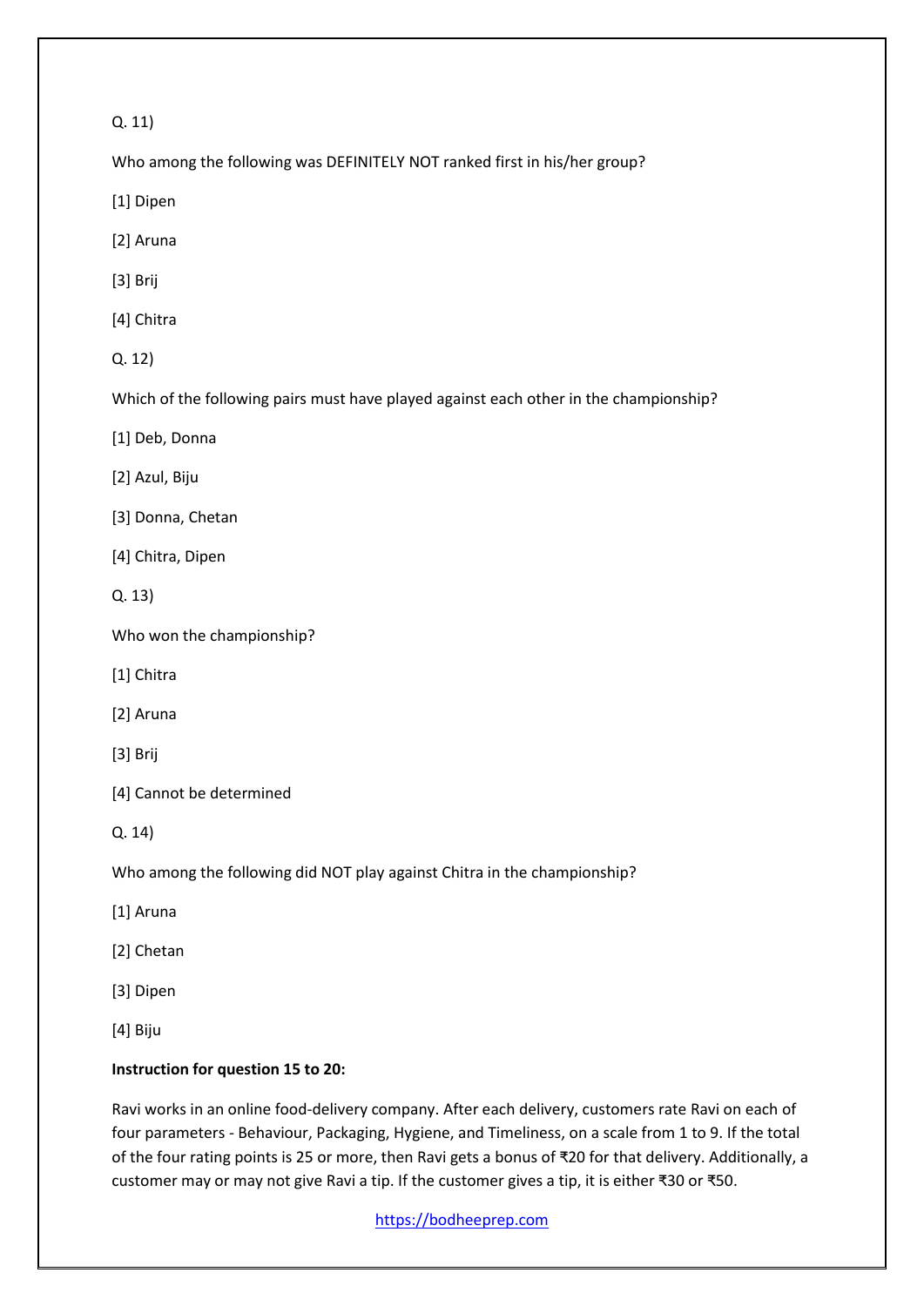Q. 11)

Who among the following was DEFINITELY NOT ranked first in his/her group?

[1] Dipen

[2] Aruna

[3] Brij

[4] Chitra

Q. 12)

Which of the following pairs must have played against each other in the championship?

[1] Deb, Donna

[2] Azul, Biju

[3] Donna, Chetan

[4] Chitra, Dipen

Q. 13)

Who won the championship?

[1] Chitra

[2] Aruna

[3] Brij

[4] Cannot be determined

Q. 14)

Who among the following did NOT play against Chitra in the championship?

[1] Aruna

[2] Chetan

[3] Dipen

[4] Biju

**Instruction for question 15 to 20:**

Ravi works in an online food-delivery company. After each delivery, customers rate Ravi on each of four parameters - Behaviour, Packaging, Hygiene, and Timeliness, on a scale from 1 to 9. If the total of the four rating points is 25 or more, then Ravi gets a bonus of ₹20 for that delivery. Additionally, a customer may or may not give Ravi a tip. If the customer gives a tip, it is either ₹30 or ₹50.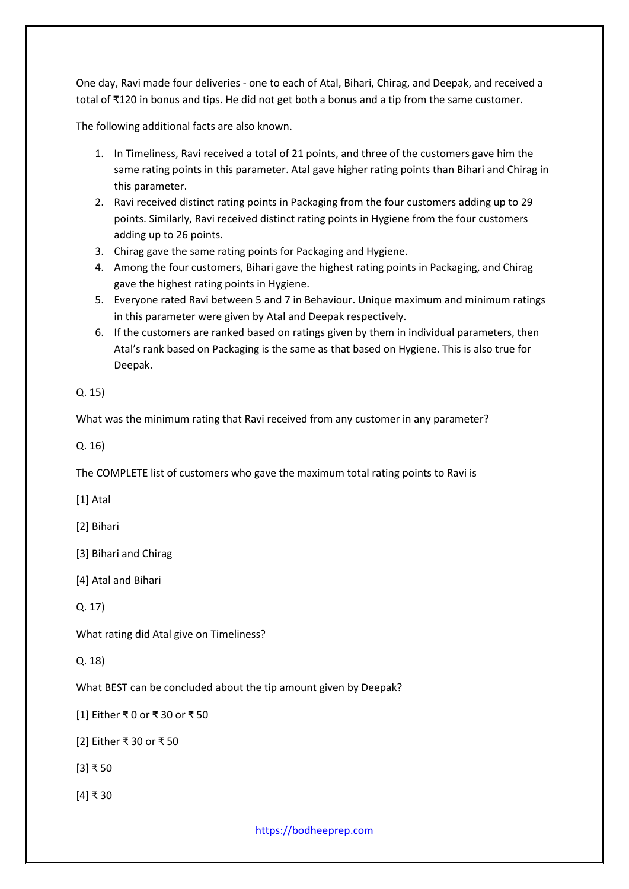One day, Ravi made four deliveries - one to each of Atal, Bihari, Chirag, and Deepak, and received a total of ₹120 in bonus and tips. He did not get both a bonus and a tip from the same customer.

The following additional facts are also known.

1. In Timeliness, Ravi received a total of 21 points, and three of the customers gave him the same rating points in this parameter. Atal gave higher rating points than Bihari and Chirag in this parameter.
2. Ravi received distinct rating points in Packaging from the four customers adding up to 29 points. Similarly, Ravi received distinct rating points in Hygiene from the four customers adding up to 26 points.
3. Chirag gave the same rating points for Packaging and Hygiene.
4. Among the four customers, Bihari gave the highest rating points in Packaging, and Chirag gave the highest rating points in Hygiene.
5. Everyone rated Ravi between 5 and 7 in Behaviour. Unique maximum and minimum ratings in this parameter were given by Atal and Deepak respectively.
6. If the customers are ranked based on ratings given by them in individual parameters, then Atal's rank based on Packaging is the same as that based on Hygiene. This is also true for Deepak.

Q. 15)

What was the minimum rating that Ravi received from any customer in any parameter?

Q. 16)

The COMPLETE list of customers who gave the maximum total rating points to Ravi is

[1] Atal

[2] Bihari

[3] Bihari and Chirag

[4] Atal and Bihari

Q. 17)

What rating did Atal give on Timeliness?

Q. 18)

What BEST can be concluded about the tip amount given by Deepak?

[1] Either ₹ 0 or ₹ 30 or ₹ 50

[2] Either ₹ 30 or ₹ 50

[3] ₹ 50

[4] ₹ 30

https://bodheeprep.com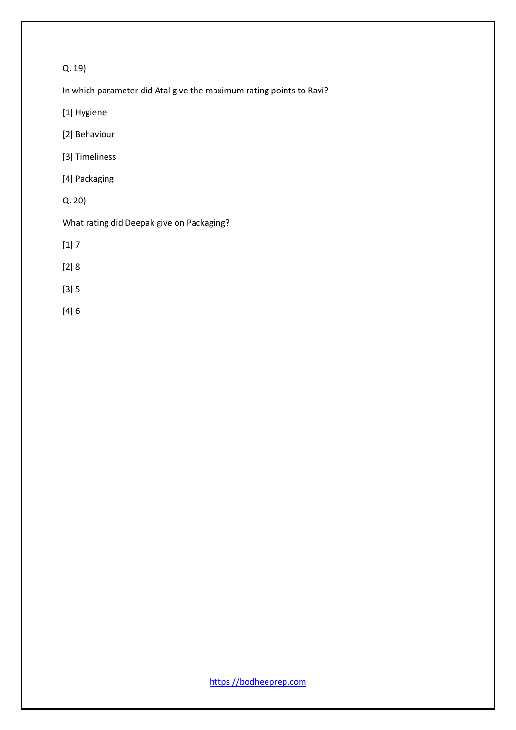Q. 19)

In which parameter did Atal give the maximum rating points to Ravi?

[1] Hygiene

[2] Behaviour

[3] Timeliness

[4] Packaging

Q. 20)

What rating did Deepak give on Packaging?

[1] 7

[2] 8

[3] 5

[4] 6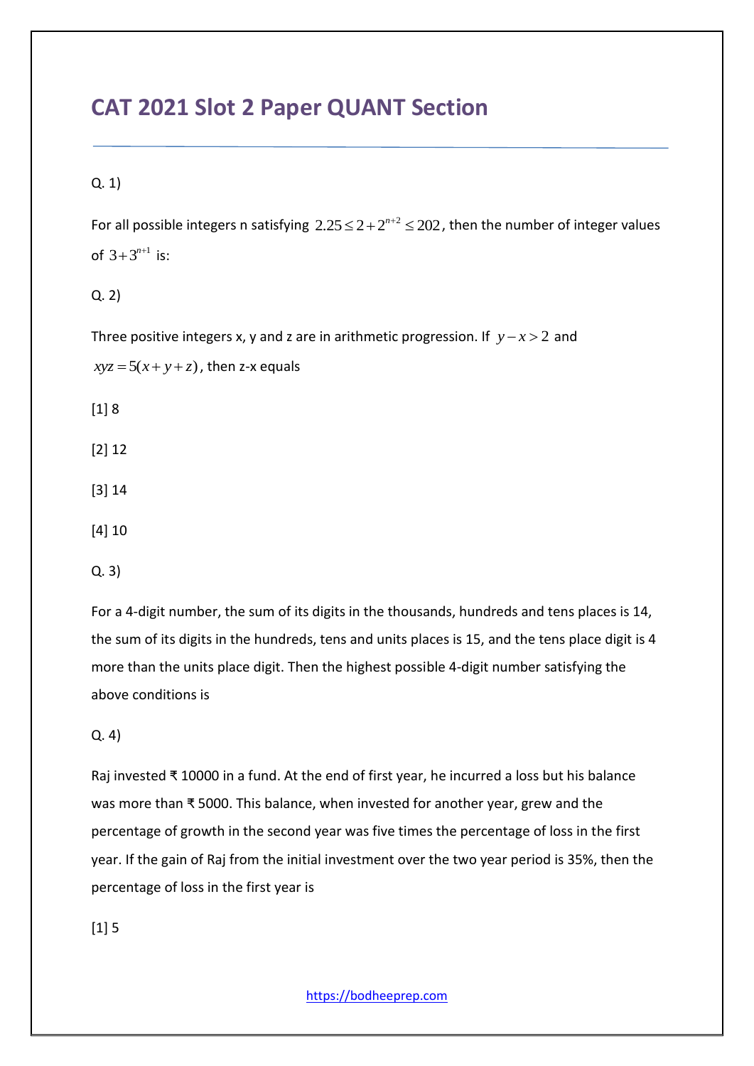# CAT 2021 Slot 2 Paper QUANT Section

Q. 1)

For all possible integers n satisfying $2.25 \leq 2 + 2^{n+2} \leq 202$, then the number of integer values of $3 + 3^{n+1}$ is:

Q. 2)

Three positive integers x, y and z are in arithmetic progression. If $y - x > 2$ and $xyz = 5(x + y + z)$, then z-x equals

[1] 8

[2] 12

[3] 14

[4] 10

Q. 3)

For a 4-digit number, the sum of its digits in the thousands, hundreds and tens places is 14, the sum of its digits in the hundreds, tens and units places is 15, and the tens place digit is 4 more than the units place digit. Then the highest possible 4-digit number satisfying the above conditions is

Q. 4)

Raj invested ₹ 10000 in a fund. At the end of first year, he incurred a loss but his balance was more than ₹ 5000. This balance, when invested for another year, grew and the percentage of growth in the second year was five times the percentage of loss in the first year. If the gain of Raj from the initial investment over the two year period is 35%, then the percentage of loss in the first year is

[1] 5

https://bodheeprep.com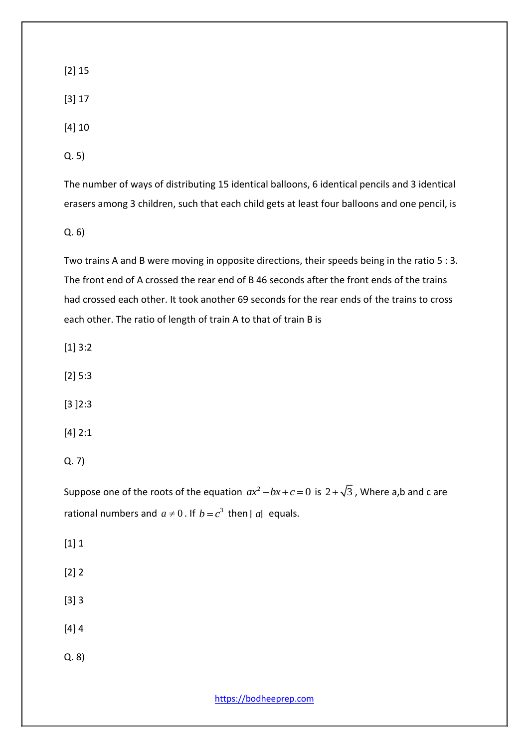[2] 15

[3] 17

[4] 10

Q. 5)

The number of ways of distributing 15 identical balloons, 6 identical pencils and 3 identical erasers among 3 children, such that each child gets at least four balloons and one pencil, is

Q. 6)

Two trains A and B were moving in opposite directions, their speeds being in the ratio 5 : 3. The front end of A crossed the rear end of B 46 seconds after the front ends of the trains had crossed each other. It took another 69 seconds for the rear ends of the trains to cross each other. The ratio of length of train A to that of train B is

[1] 3:2

[2] 5:3

[3 ]2:3

[4] 2:1

Q. 7)

Suppose one of the roots of the equation $ax^2 - bx + c = 0$ is $2 + \sqrt{3}$, Where a,b and c are rational numbers and $a \neq 0$. If $b = c^3$ then $|a|$ equals.

[1] 1

[2] 2

[3] 3

[4] 4

Q. 8)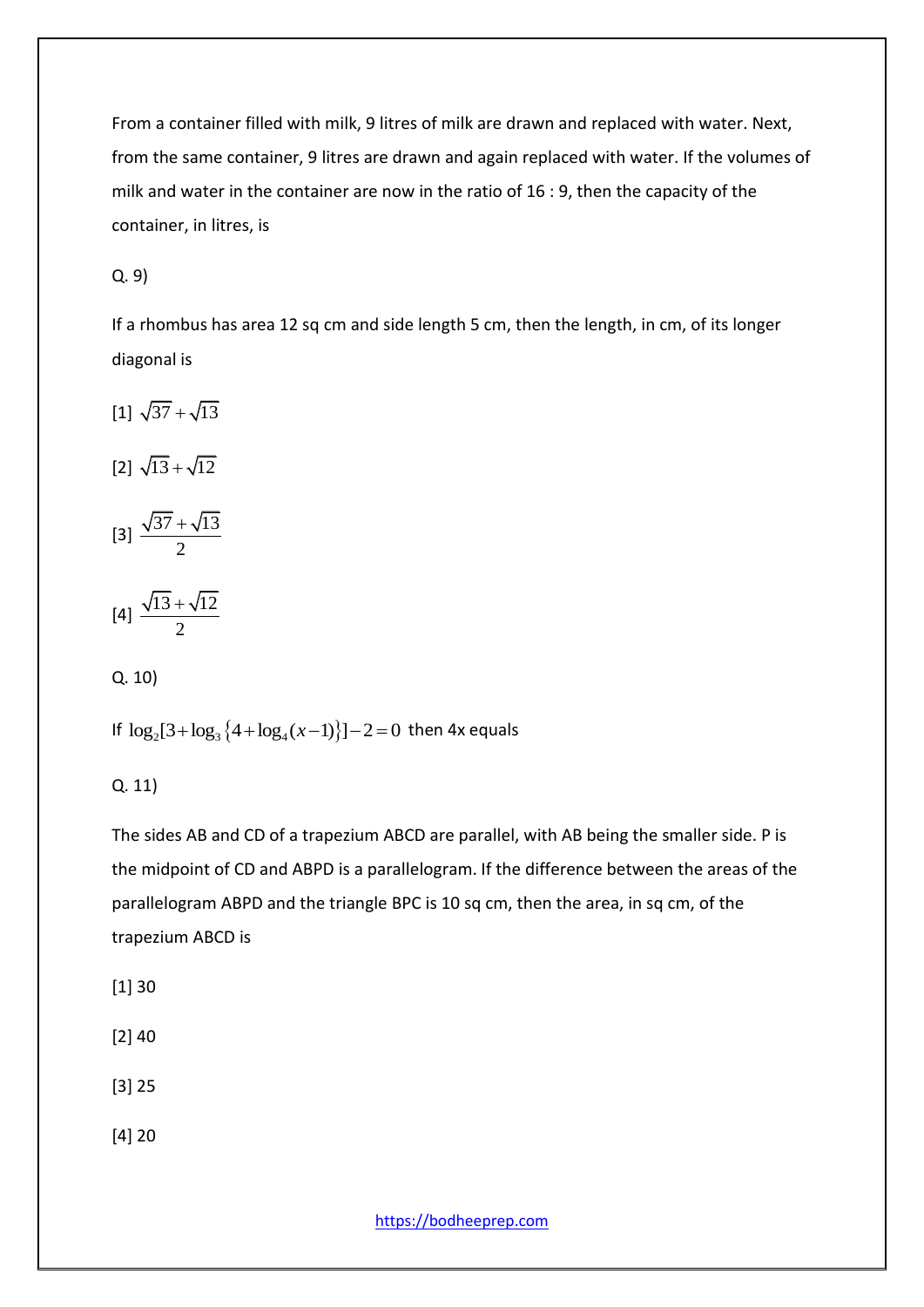From a container filled with milk, 9 litres of milk are drawn and replaced with water. Next, from the same container, 9 litres are drawn and again replaced with water. If the volumes of milk and water in the container are now in the ratio of 16 : 9, then the capacity of the container, in litres, is

Q. 9)

If a rhombus has area 12 sq cm and side length 5 cm, then the length, in cm, of its longer diagonal is

[1] $\sqrt{37}+\sqrt{13}$

[2] $\sqrt{13}+\sqrt{12}$

[3] $\dfrac{\sqrt{37}+\sqrt{13}}{2}$

[4] $\dfrac{\sqrt{13}+\sqrt{12}}{2}$

Q. 10)

If $\log_2[3+\log_3\{4+\log_4(x-1)\}]-2=0$ then 4x equals

Q. 11)

The sides AB and CD of a trapezium ABCD are parallel, with AB being the smaller side. P is the midpoint of CD and ABPD is a parallelogram. If the difference between the areas of the parallelogram ABPD and the triangle BPC is 10 sq cm, then the area, in sq cm, of the trapezium ABCD is

[1] 30

[2] 40

[3] 25

[4] 20

https://bodheeprep.com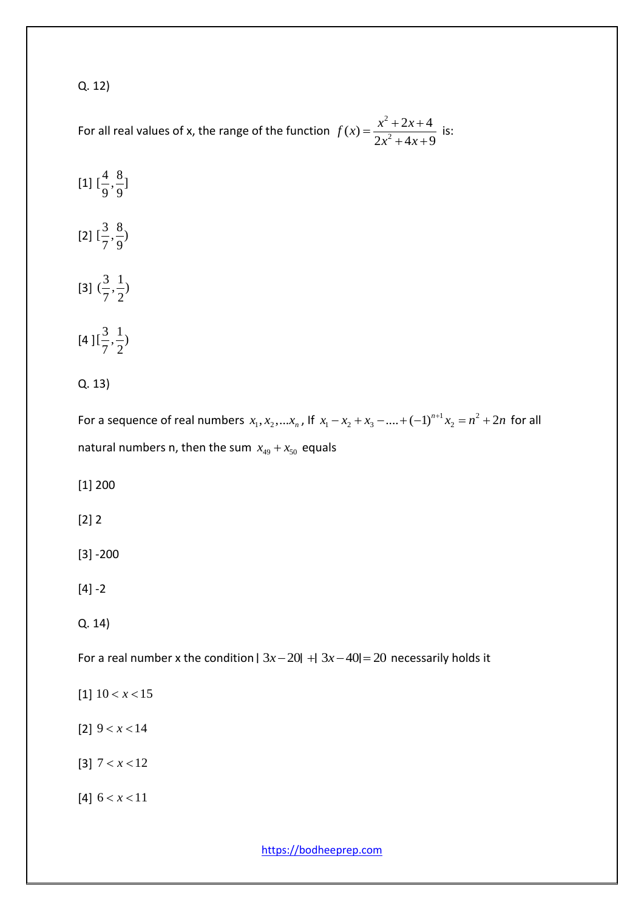Q. 12)

For all real values of x, the range of the function $f(x)=\frac{x^2+2x+4}{2x^2+4x+9}$ is:

[1] $[\frac{4}{9},\frac{8}{9}]$

[2] $[\frac{3}{7},\frac{8}{9})$

[3] $(\frac{3}{7},\frac{1}{2})$

[4 ] $[\frac{3}{7},\frac{1}{2})$

Q. 13)

For a sequence of real numbers $x_1, x_2, ... x_n$, If $x_1 - x_2 + x_3 - .... + (-1)^{n+1} x_2 = n^2 + 2n$ for all natural numbers n, then the sum $x_{49} + x_{50}$ equals

[1] 200

[2] 2

[3] -200

[4] -2

Q. 14)

For a real number x the condition $|3x-20|+|3x-40|=20$ necessarily holds it

[1] $10 < x < 15$

[2] $9 < x < 14$

[3] $7 < x < 12$

[4] $6 < x < 11$

https://bodheeprep.com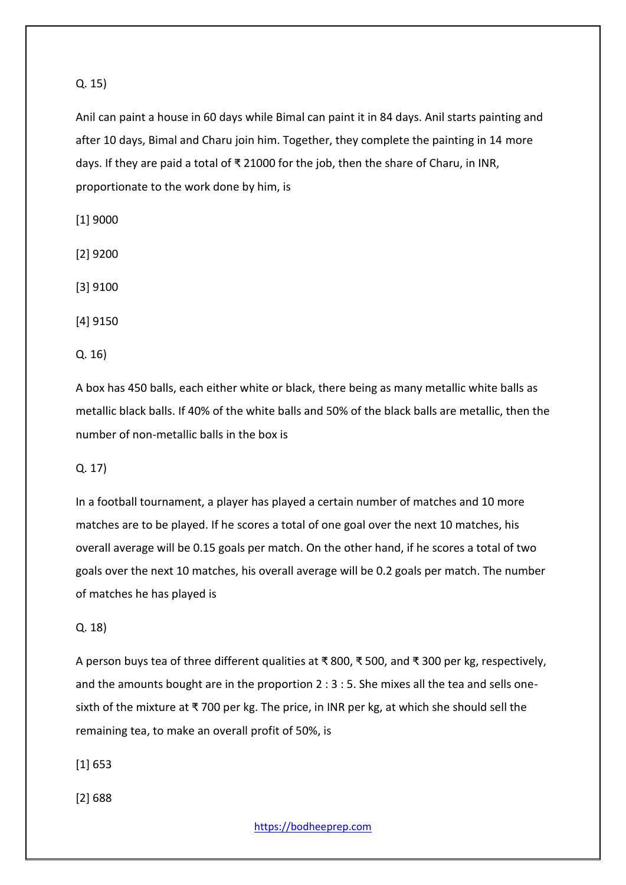Q. 15)

Anil can paint a house in 60 days while Bimal can paint it in 84 days. Anil starts painting and after 10 days, Bimal and Charu join him. Together, they complete the painting in 14 more days. If they are paid a total of ₹ 21000 for the job, then the share of Charu, in INR, proportionate to the work done by him, is

[1] 9000

[2] 9200

[3] 9100

[4] 9150

Q. 16)

A box has 450 balls, each either white or black, there being as many metallic white balls as metallic black balls. If 40% of the white balls and 50% of the black balls are metallic, then the number of non-metallic balls in the box is

Q. 17)

In a football tournament, a player has played a certain number of matches and 10 more matches are to be played. If he scores a total of one goal over the next 10 matches, his overall average will be 0.15 goals per match. On the other hand, if he scores a total of two goals over the next 10 matches, his overall average will be 0.2 goals per match. The number of matches he has played is

Q. 18)

A person buys tea of three different qualities at ₹ 800, ₹ 500, and ₹ 300 per kg, respectively, and the amounts bought are in the proportion 2 : 3 : 5. She mixes all the tea and sells one-sixth of the mixture at ₹ 700 per kg. The price, in INR per kg, at which she should sell the remaining tea, to make an overall profit of 50%, is

[1] 653

[2] 688

https://bodheeprep.com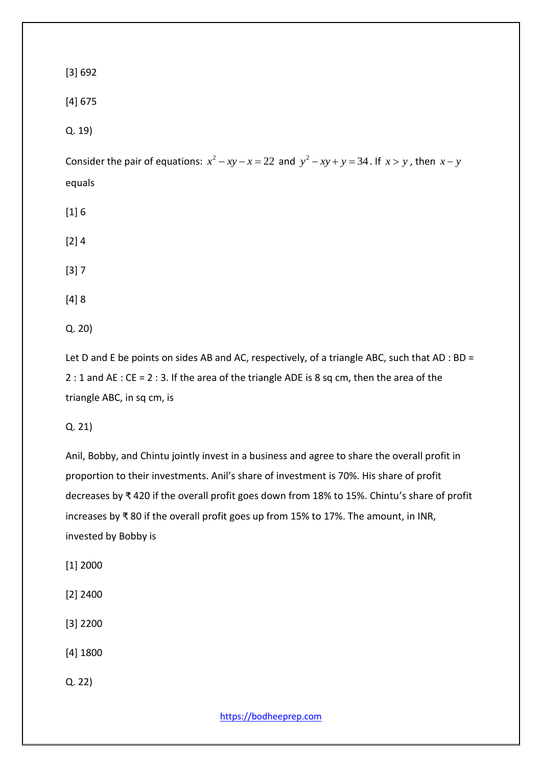[3] 692

[4] 675

Q. 19)

Consider the pair of equations: $x^2 - xy - x = 22$ and $y^2 - xy + y = 34$. If $x > y$, then $x - y$ equals

[1] 6

[2] 4

[3] 7

[4] 8

Q. 20)

Let D and E be points on sides AB and AC, respectively, of a triangle ABC, such that AD : BD = 2 : 1 and AE : CE = 2 : 3. If the area of the triangle ADE is 8 sq cm, then the area of the triangle ABC, in sq cm, is

Q. 21)

Anil, Bobby, and Chintu jointly invest in a business and agree to share the overall profit in proportion to their investments. Anil's share of investment is 70%. His share of profit decreases by ₹ 420 if the overall profit goes down from 18% to 15%. Chintu's share of profit increases by ₹ 80 if the overall profit goes up from 15% to 17%. The amount, in INR, invested by Bobby is

[1] 2000

[2] 2400

[3] 2200

[4] 1800

Q. 22)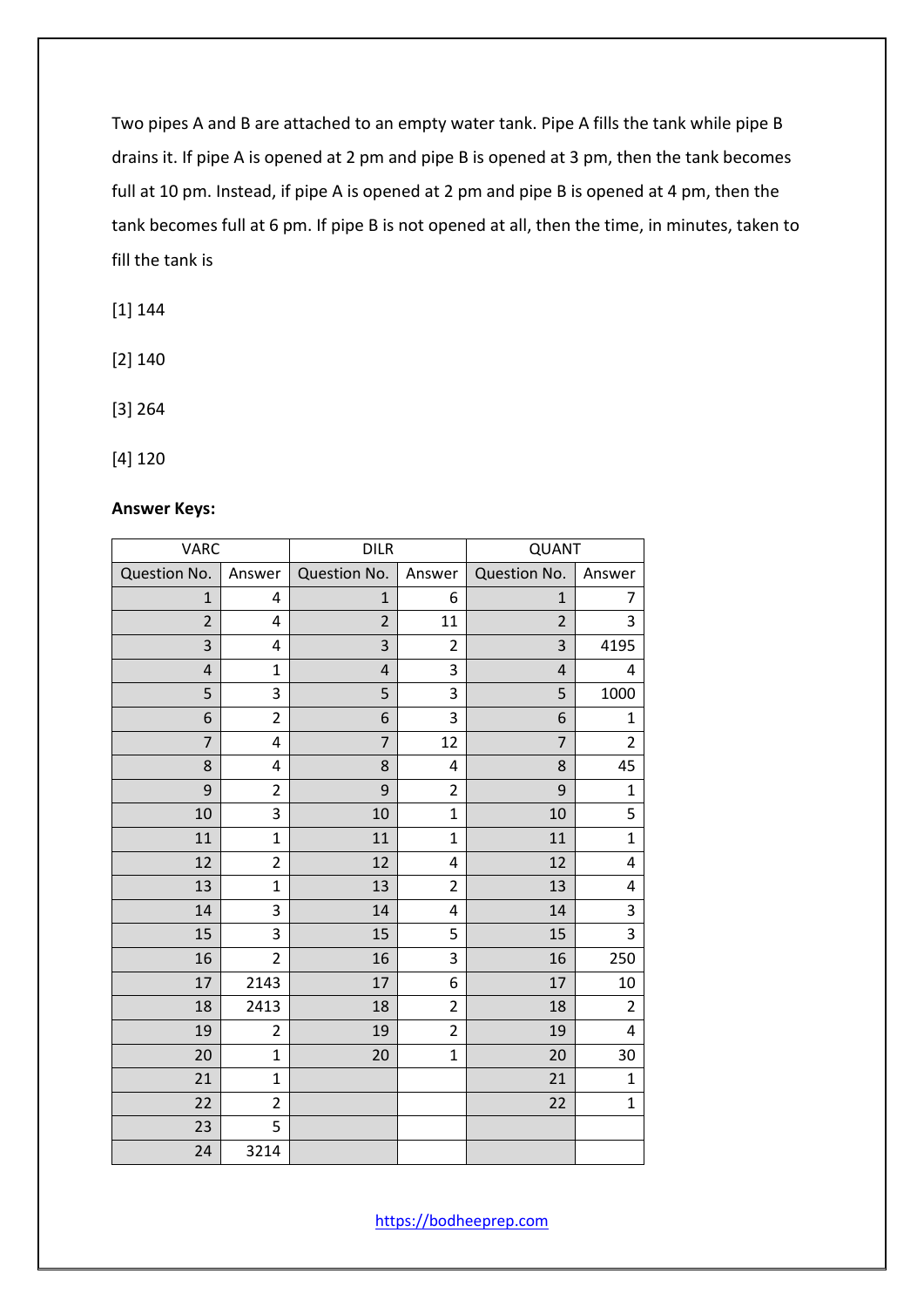Two pipes A and B are attached to an empty water tank. Pipe A fills the tank while pipe B drains it. If pipe A is opened at 2 pm and pipe B is opened at 3 pm, then the tank becomes full at 10 pm. Instead, if pipe A is opened at 2 pm and pipe B is opened at 4 pm, then the tank becomes full at 6 pm. If pipe B is not opened at all, then the time, in minutes, taken to fill the tank is

[1] 144

[2] 140

[3] 264

[4] 120

**Answer Keys:**

| VARC | | DILR | | QUANT | |
|---|---|---|---|---|---|
| Question No. | Answer | Question No. | Answer | Question No. | Answer |
| 1 | 4 | 1 | 6 | 1 | 7 |
| 2 | 4 | 2 | 11 | 2 | 3 |
| 3 | 4 | 3 | 2 | 3 | 4195 |
| 4 | 1 | 4 | 3 | 4 | 4 |
| 5 | 3 | 5 | 3 | 5 | 1000 |
| 6 | 2 | 6 | 3 | 6 | 1 |
| 7 | 4 | 7 | 12 | 7 | 2 |
| 8 | 4 | 8 | 4 | 8 | 45 |
| 9 | 2 | 9 | 2 | 9 | 1 |
| 10 | 3 | 10 | 1 | 10 | 5 |
| 11 | 1 | 11 | 1 | 11 | 1 |
| 12 | 2 | 12 | 4 | 12 | 4 |
| 13 | 1 | 13 | 2 | 13 | 4 |
| 14 | 3 | 14 | 4 | 14 | 3 |
| 15 | 3 | 15 | 5 | 15 | 3 |
| 16 | 2 | 16 | 3 | 16 | 250 |
| 17 | 2143 | 17 | 6 | 17 | 10 |
| 18 | 2413 | 18 | 2 | 18 | 2 |
| 19 | 2 | 19 | 2 | 19 | 4 |
| 20 | 1 | 20 | 1 | 20 | 30 |
| 21 | 1 | | | 21 | 1 |
| 22 | 2 | | | 22 | 1 |
| 23 | 5 | | | | |
| 24 | 3214 | | | | |

https://bodheeprep.com